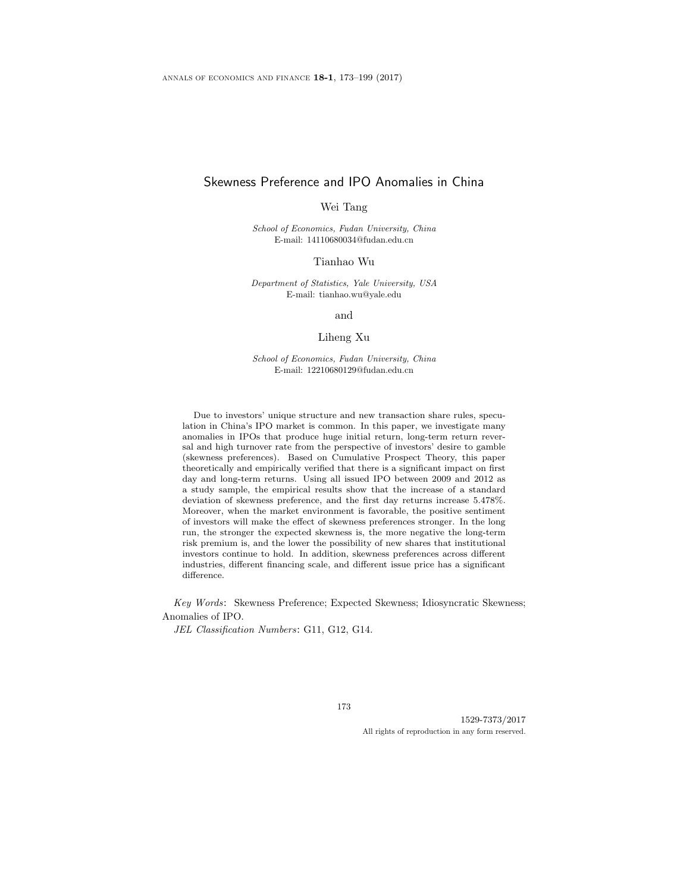# Skewness Preference and IPO Anomalies in China

Wei Tang

*School of Economics, Fudan University, China*
E-mail: 14110680034@fudan.edu.cn

Tianhao Wu

*Department of Statistics, Yale University, USA*
E-mail: tianhao.wu@yale.edu

and

Liheng Xu

*School of Economics, Fudan University, China*
E-mail: 12210680129@fudan.edu.cn

Due to investors' unique structure and new transaction share rules, speculation in China's IPO market is common. In this paper, we investigate many anomalies in IPOs that produce huge initial return, long-term return reversal and high turnover rate from the perspective of investors' desire to gamble (skewness preferences). Based on Cumulative Prospect Theory, this paper theoretically and empirically verified that there is a significant impact on first day and long-term returns. Using all issued IPO between 2009 and 2012 as a study sample, the empirical results show that the increase of a standard deviation of skewness preference, and the first day returns increase 5.478%. Moreover, when the market environment is favorable, the positive sentiment of investors will make the effect of skewness preferences stronger. In the long run, the stronger the expected skewness is, the more negative the long-term risk premium is, and the lower the possibility of new shares that institutional investors continue to hold. In addition, skewness preferences across different industries, different financing scale, and different issue price has a significant difference.

*Key Words*: Skewness Preference; Expected Skewness; Idiosyncratic Skewness; Anomalies of IPO.

*JEL Classification Numbers*: G11, G12, G14.

1529-7373/2017
All rights of reproduction in any form reserved.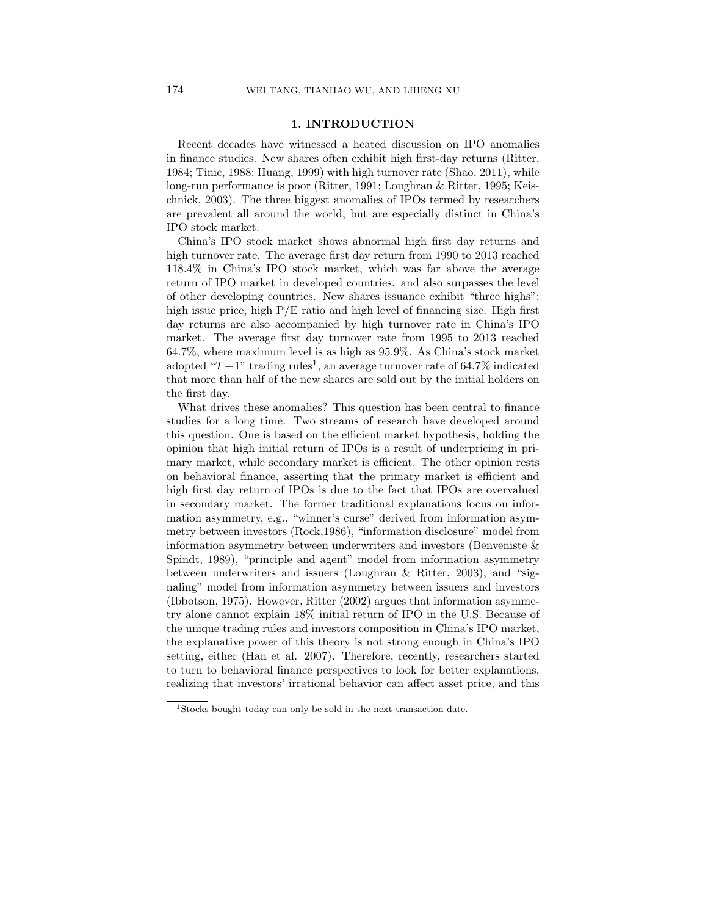## 1. INTRODUCTION

Recent decades have witnessed a heated discussion on IPO anomalies in finance studies. New shares often exhibit high first-day returns (Ritter, 1984; Tinic, 1988; Huang, 1999) with high turnover rate (Shao, 2011), while long-run performance is poor (Ritter, 1991; Loughran & Ritter, 1995; Keischnick, 2003). The three biggest anomalies of IPOs termed by researchers are prevalent all around the world, but are especially distinct in China's IPO stock market.

China's IPO stock market shows abnormal high first day returns and high turnover rate. The average first day return from 1990 to 2013 reached 118.4% in China's IPO stock market, which was far above the average return of IPO market in developed countries. and also surpasses the level of other developing countries. New shares issuance exhibit "three highs": high issue price, high P/E ratio and high level of financing size. High first day returns are also accompanied by high turnover rate in China's IPO market. The average first day turnover rate from 1995 to 2013 reached 64.7%, where maximum level is as high as 95.9%. As China's stock market adopted "$T+1$" trading rules[1], an average turnover rate of 64.7% indicated that more than half of the new shares are sold out by the initial holders on the first day.

What drives these anomalies? This question has been central to finance studies for a long time. Two streams of research have developed around this question. One is based on the efficient market hypothesis, holding the opinion that high initial return of IPOs is a result of underpricing in primary market, while secondary market is efficient. The other opinion rests on behavioral finance, asserting that the primary market is efficient and high first day return of IPOs is due to the fact that IPOs are overvalued in secondary market. The former traditional explanations focus on information asymmetry, e.g., "winner's curse" derived from information asymmetry between investors (Rock,1986), "information disclosure" model from information asymmetry between underwriters and investors (Benveniste & Spindt, 1989), "principle and agent" model from information asymmetry between underwriters and issuers (Loughran & Ritter, 2003), and "signaling" model from information asymmetry between issuers and investors (Ibbotson, 1975). However, Ritter (2002) argues that information asymmetry alone cannot explain 18% initial return of IPO in the U.S. Because of the unique trading rules and investors composition in China's IPO market, the explanative power of this theory is not strong enough in China's IPO setting, either (Han et al. 2007). Therefore, recently, researchers started to turn to behavioral finance perspectives to look for better explanations, realizing that investors' irrational behavior can affect asset price, and this

[1] Stocks bought today can only be sold in the next transaction date.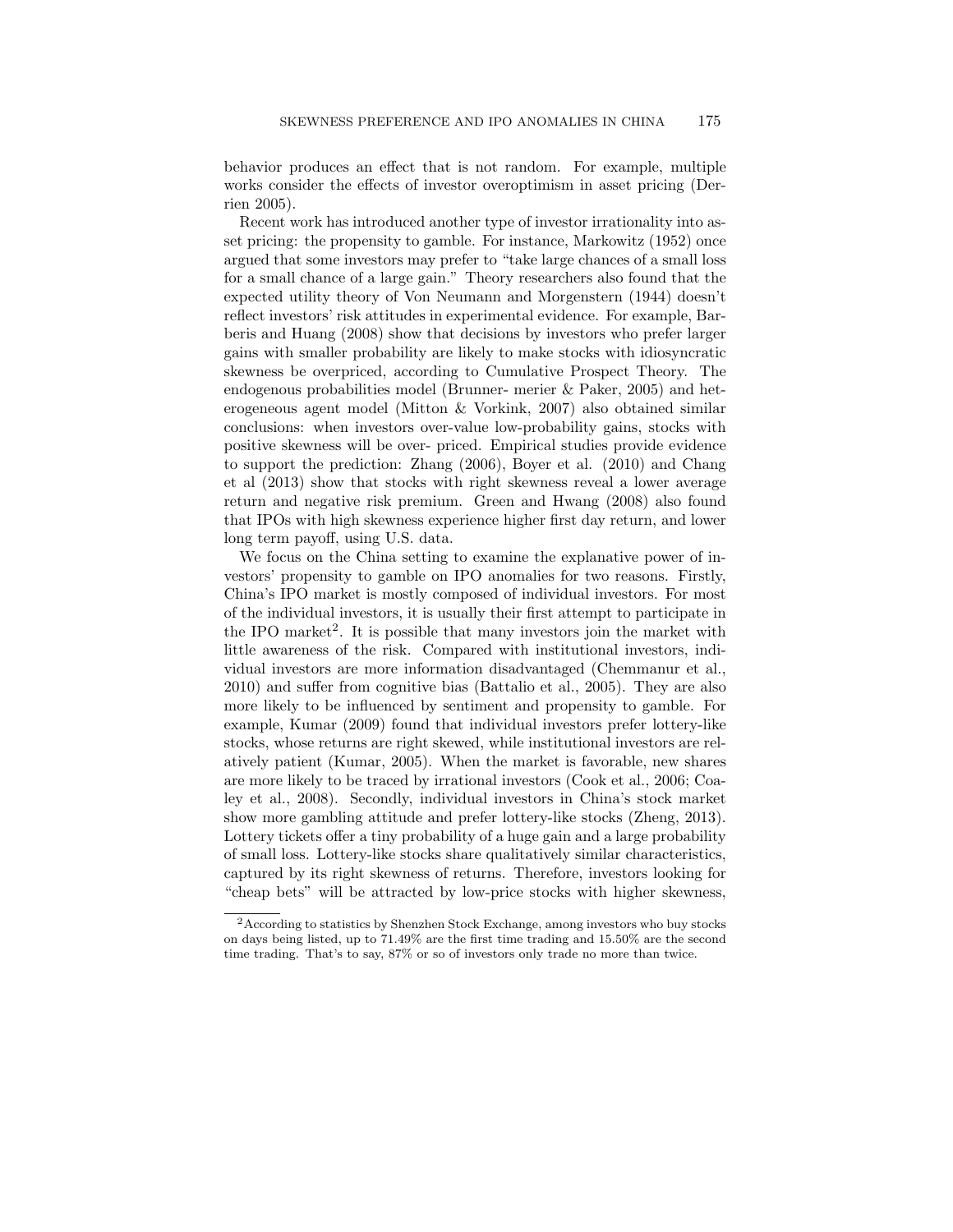behavior produces an effect that is not random. For example, multiple works consider the effects of investor overoptimism in asset pricing (Derrien 2005).

Recent work has introduced another type of investor irrationality into asset pricing: the propensity to gamble. For instance, Markowitz (1952) once argued that some investors may prefer to "take large chances of a small loss for a small chance of a large gain." Theory researchers also found that the expected utility theory of Von Neumann and Morgenstern (1944) doesn't reflect investors' risk attitudes in experimental evidence. For example, Barberis and Huang (2008) show that decisions by investors who prefer larger gains with smaller probability are likely to make stocks with idiosyncratic skewness be overpriced, according to Cumulative Prospect Theory. The endogenous probabilities model (Brunner- merier & Paker, 2005) and heterogeneous agent model (Mitton & Vorkink, 2007) also obtained similar conclusions: when investors over-value low-probability gains, stocks with positive skewness will be over- priced. Empirical studies provide evidence to support the prediction: Zhang (2006), Boyer et al. (2010) and Chang et al (2013) show that stocks with right skewness reveal a lower average return and negative risk premium. Green and Hwang (2008) also found that IPOs with high skewness experience higher first day return, and lower long term payoff, using U.S. data.

We focus on the China setting to examine the explanative power of investors' propensity to gamble on IPO anomalies for two reasons. Firstly, China's IPO market is mostly composed of individual investors. For most of the individual investors, it is usually their first attempt to participate in the IPO market[2]. It is possible that many investors join the market with little awareness of the risk. Compared with institutional investors, individual investors are more information disadvantaged (Chemmanur et al., 2010) and suffer from cognitive bias (Battalio et al., 2005). They are also more likely to be influenced by sentiment and propensity to gamble. For example, Kumar (2009) found that individual investors prefer lottery-like stocks, whose returns are right skewed, while institutional investors are relatively patient (Kumar, 2005). When the market is favorable, new shares are more likely to be traced by irrational investors (Cook et al., 2006; Coaley et al., 2008). Secondly, individual investors in China's stock market show more gambling attitude and prefer lottery-like stocks (Zheng, 2013). Lottery tickets offer a tiny probability of a huge gain and a large probability of small loss. Lottery-like stocks share qualitatively similar characteristics, captured by its right skewness of returns. Therefore, investors looking for "cheap bets" will be attracted by low-price stocks with higher skewness,

[2]According to statistics by Shenzhen Stock Exchange, among investors who buy stocks on days being listed, up to 71.49% are the first time trading and 15.50% are the second time trading. That's to say, 87% or so of investors only trade no more than twice.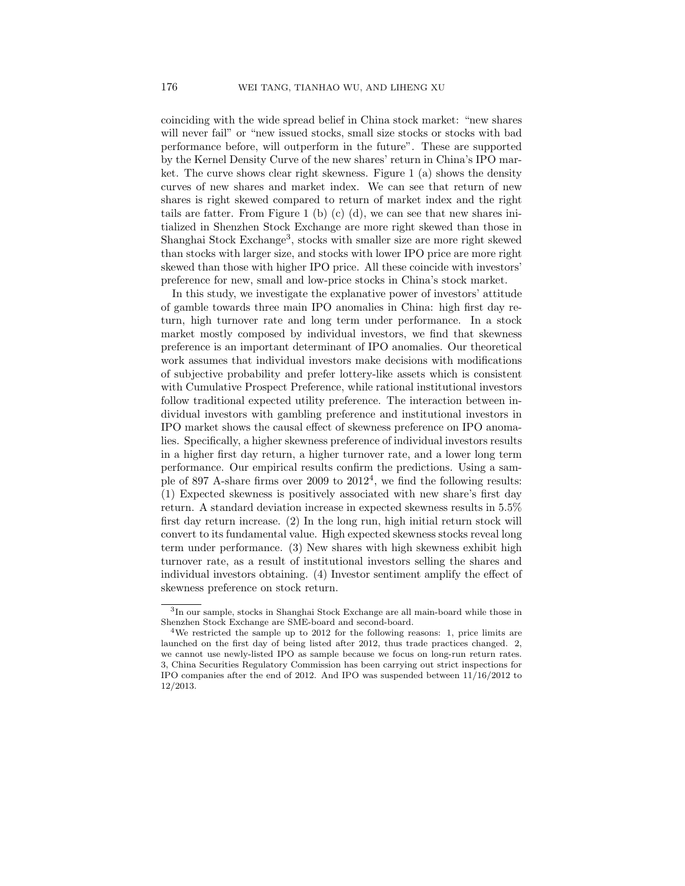coinciding with the wide spread belief in China stock market: "new shares will never fail" or "new issued stocks, small size stocks or stocks with bad performance before, will outperform in the future". These are supported by the Kernel Density Curve of the new shares' return in China's IPO market. The curve shows clear right skewness. Figure 1 (a) shows the density curves of new shares and market index. We can see that return of new shares is right skewed compared to return of market index and the right tails are fatter. From Figure 1 (b) (c) (d), we can see that new shares initialized in Shenzhen Stock Exchange are more right skewed than those in Shanghai Stock Exchange[3], stocks with smaller size are more right skewed than stocks with larger size, and stocks with lower IPO price are more right skewed than those with higher IPO price. All these coincide with investors' preference for new, small and low-price stocks in China's stock market.

In this study, we investigate the explanative power of investors' attitude of gamble towards three main IPO anomalies in China: high first day return, high turnover rate and long term under performance. In a stock market mostly composed by individual investors, we find that skewness preference is an important determinant of IPO anomalies. Our theoretical work assumes that individual investors make decisions with modifications of subjective probability and prefer lottery-like assets which is consistent with Cumulative Prospect Preference, while rational institutional investors follow traditional expected utility preference. The interaction between individual investors with gambling preference and institutional investors in IPO market shows the causal effect of skewness preference on IPO anomalies. Specifically, a higher skewness preference of individual investors results in a higher first day return, a higher turnover rate, and a lower long term performance. Our empirical results confirm the predictions. Using a sample of 897 A-share firms over 2009 to 2012[4], we find the following results: (1) Expected skewness is positively associated with new share's first day return. A standard deviation increase in expected skewness results in 5.5% first day return increase. (2) In the long run, high initial return stock will convert to its fundamental value. High expected skewness stocks reveal long term under performance. (3) New shares with high skewness exhibit high turnover rate, as a result of institutional investors selling the shares and individual investors obtaining. (4) Investor sentiment amplify the effect of skewness preference on stock return.

---

[3]In our sample, stocks in Shanghai Stock Exchange are all main-board while those in Shenzhen Stock Exchange are SME-board and second-board.

[4]We restricted the sample up to 2012 for the following reasons: 1, price limits are launched on the first day of being listed after 2012, thus trade practices changed. 2, we cannot use newly-listed IPO as sample because we focus on long-run return rates. 3, China Securities Regulatory Commission has been carrying out strict inspections for IPO companies after the end of 2012. And IPO was suspended between 11/16/2012 to 12/2013.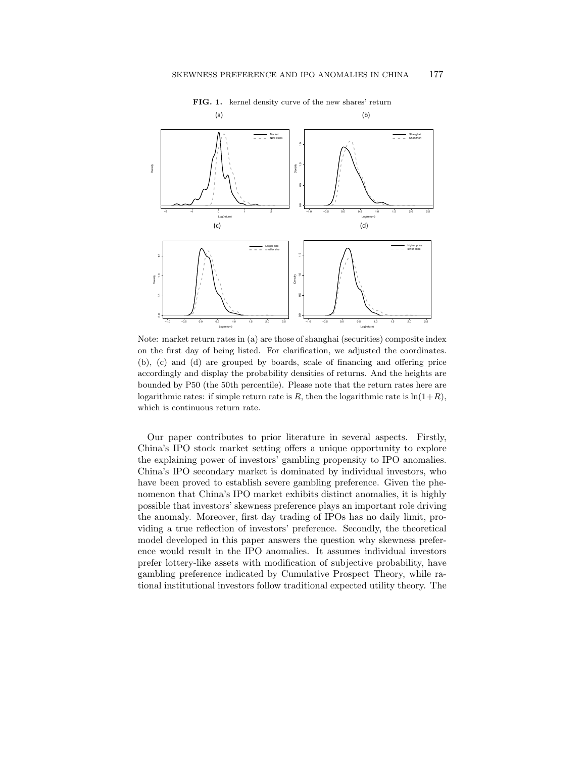**FIG. 1.** kernel density curve of the new shares' return

Note: market return rates in (a) are those of shanghai (securities) composite index on the first day of being listed. For clarification, we adjusted the coordinates. (b), (c) and (d) are grouped by boards, scale of financing and offering price accordingly and display the probability densities of returns. And the heights are bounded by P50 (the 50th percentile). Please note that the return rates here are logarithmic rates: if simple return rate is $R$, then the logarithmic rate is $\ln(1+R)$, which is continuous return rate.

Our paper contributes to prior literature in several aspects. Firstly, China's IPO stock market setting offers a unique opportunity to explore the explaining power of investors' gambling propensity to IPO anomalies. China's IPO secondary market is dominated by individual investors, who have been proved to establish severe gambling preference. Given the phenomenon that China's IPO market exhibits distinct anomalies, it is highly possible that investors' skewness preference plays an important role driving the anomaly. Moreover, first day trading of IPOs has no daily limit, providing a true reflection of investors' preference. Secondly, the theoretical model developed in this paper answers the question why skewness preference would result in the IPO anomalies. It assumes individual investors prefer lottery-like assets with modification of subjective probability, have gambling preference indicated by Cumulative Prospect Theory, while rational institutional investors follow traditional expected utility theory. The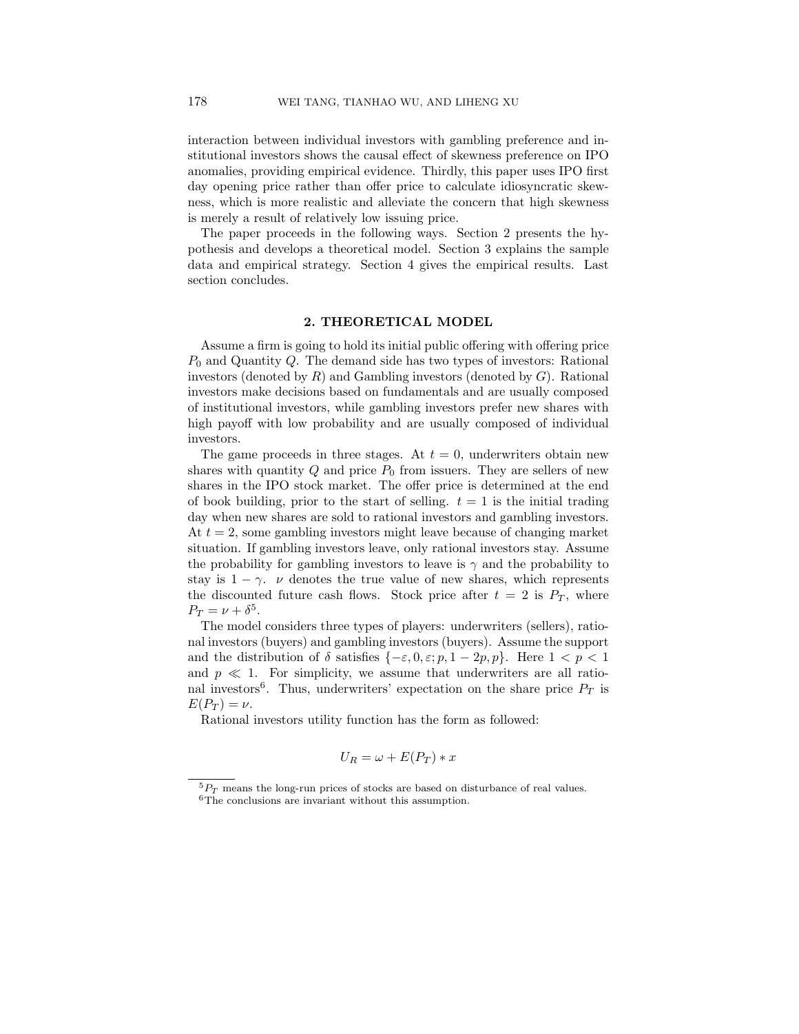interaction between individual investors with gambling preference and institutional investors shows the causal effect of skewness preference on IPO anomalies, providing empirical evidence. Thirdly, this paper uses IPO first day opening price rather than offer price to calculate idiosyncratic skewness, which is more realistic and alleviate the concern that high skewness is merely a result of relatively low issuing price.

The paper proceeds in the following ways. Section 2 presents the hypothesis and develops a theoretical model. Section 3 explains the sample data and empirical strategy. Section 4 gives the empirical results. Last section concludes.

## 2. THEORETICAL MODEL

Assume a firm is going to hold its initial public offering with offering price $P_0$ and Quantity $Q$. The demand side has two types of investors: Rational investors (denoted by $R$) and Gambling investors (denoted by $G$). Rational investors make decisions based on fundamentals and are usually composed of institutional investors, while gambling investors prefer new shares with high payoff with low probability and are usually composed of individual investors.

The game proceeds in three stages. At $t = 0$, underwriters obtain new shares with quantity $Q$ and price $P_0$ from issuers. They are sellers of new shares in the IPO stock market. The offer price is determined at the end of book building, prior to the start of selling. $t = 1$ is the initial trading day when new shares are sold to rational investors and gambling investors. At $t = 2$, some gambling investors might leave because of changing market situation. If gambling investors leave, only rational investors stay. Assume the probability for gambling investors to leave is $\gamma$ and the probability to stay is $1 - \gamma$. $\nu$ denotes the true value of new shares, which represents the discounted future cash flows. Stock price after $t = 2$ is $P_T$, where $P_T = \nu + \delta$[5].

The model considers three types of players: underwriters (sellers), rational investors (buyers) and gambling investors (buyers). Assume the support and the distribution of $\delta$ satisfies $\{-\varepsilon, 0, \varepsilon; p, 1-2p, p\}$. Here $1 < p < 1$ and $p \ll 1$. For simplicity, we assume that underwriters are all rational investors[6]. Thus, underwriters' expectation on the share price $P_T$ is $E(P_T) = \nu$.

Rational investors utility function has the form as followed:

$$U_R = \omega + E(P_T) * x$$

[5] $P_T$ means the long-run prices of stocks are based on disturbance of real values.

[6] The conclusions are invariant without this assumption.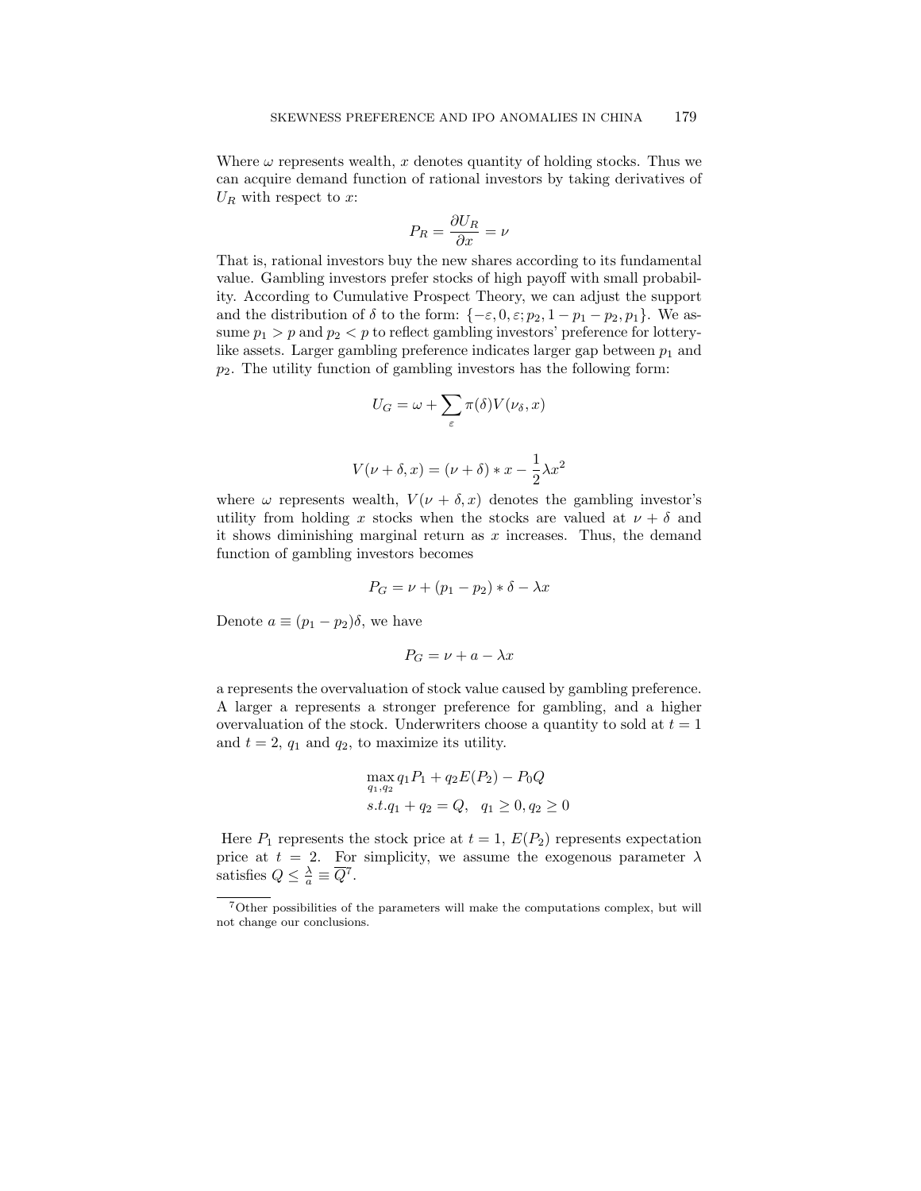Where $\omega$ represents wealth, $x$ denotes quantity of holding stocks. Thus we can acquire demand function of rational investors by taking derivatives of $U_R$ with respect to $x$:

$$P_R = \frac{\partial U_R}{\partial x} = \nu$$

That is, rational investors buy the new shares according to its fundamental value. Gambling investors prefer stocks of high payoff with small probability. According to Cumulative Prospect Theory, we can adjust the support and the distribution of $\delta$ to the form: $\{-\varepsilon, 0, \varepsilon; p_2, 1-p_1-p_2, p_1\}$. We assume $p_1 > p$ and $p_2 < p$ to reflect gambling investors' preference for lottery-like assets. Larger gambling preference indicates larger gap between $p_1$ and $p_2$. The utility function of gambling investors has the following form:

$$U_G = \omega + \sum_{\varepsilon} \pi(\delta) V(\nu_\delta, x)$$

$$V(\nu + \delta, x) = (\nu + \delta) * x - \frac{1}{2}\lambda x^2$$

where $\omega$ represents wealth, $V(\nu + \delta, x)$ denotes the gambling investor's utility from holding $x$ stocks when the stocks are valued at $\nu + \delta$ and it shows diminishing marginal return as $x$ increases. Thus, the demand function of gambling investors becomes

$$P_G = \nu + (p_1 - p_2) * \delta - \lambda x$$

Denote $a \equiv (p_1 - p_2)\delta$, we have

$$P_G = \nu + a - \lambda x$$

$a$ represents the overvaluation of stock value caused by gambling preference. A larger $a$ represents a stronger preference for gambling, and a higher overvaluation of the stock. Underwriters choose a quantity to sold at $t = 1$ and $t = 2$, $q_1$ and $q_2$, to maximize its utility.

$$\max_{q_1, q_2} q_1 P_1 + q_2 E(P_2) - P_0 Q$$
$$s.t. q_1 + q_2 = Q, \quad q_1 \geq 0, q_2 \geq 0$$

Here $P_1$ represents the stock price at $t = 1$, $E(P_2)$ represents expectation price at $t = 2$. For simplicity, we assume the exogenous parameter $\lambda$ satisfies $Q \leq \frac{\lambda}{a} \equiv \overline{Q}$[7].

[7]Other possibilities of the parameters will make the computations complex, but will not change our conclusions.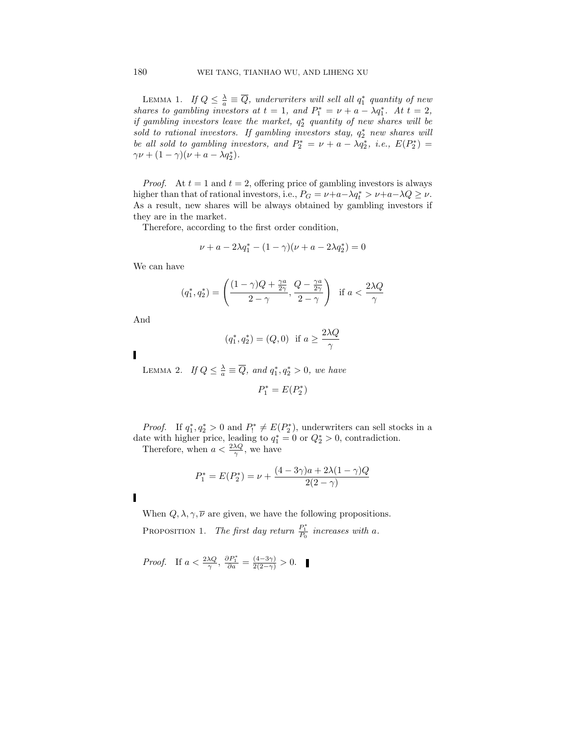LEMMA 1. *If $Q \leq \frac{\lambda}{a} \equiv \overline{Q}$, underwriters will sell all $q_1^*$ quantity of new shares to gambling investors at $t = 1$, and $P_1^* = \nu + a - \lambda q_1^*$. At $t = 2$, if gambling investors leave the market, $q_2^*$ quantity of new shares will be sold to rational investors. If gambling investors stay, $q_2^*$ new shares will be all sold to gambling investors, and $P_2^* = \nu + a - \lambda q_2^*$, i.e., $E(P_2^*) = \gamma\nu + (1-\gamma)(\nu + a - \lambda q_2^*)$.*

*Proof.* At $t = 1$ and $t = 2$, offering price of gambling investors is always higher than that of rational investors, i.e., $P_G = \nu + a - \lambda q_t^* > \nu + a - \lambda Q \geq \nu$. As a result, new shares will be always obtained by gambling investors if they are in the market.

Therefore, according to the first order condition,

$$\nu + a - 2\lambda q_1^* - (1-\gamma)(\nu + a - 2\lambda q_2^*) = 0$$

We can have

$$(q_1^*, q_2^*) = \left( \frac{(1-\gamma)Q + \frac{\gamma a}{2\gamma}}{2-\gamma}, \frac{Q - \frac{\gamma a}{2\gamma}}{2-\gamma} \right) \quad \text{if } a < \frac{2\lambda Q}{\gamma}$$

And

$$(q_1^*, q_2^*) = (Q, 0) \quad \text{if } a \geq \frac{2\lambda Q}{\gamma}$$

∎

LEMMA 2. *If $Q \leq \frac{\lambda}{a} \equiv \overline{Q}$, and $q_1^*, q_2^* > 0$, we have*

$$P_1^* = E(P_2^*)$$

*Proof.* If $q_1^*, q_2^* > 0$ and $P_!^* \neq E(P_2^*)$, underwriters can sell stocks in a date with higher price, leading to $q_1^* = 0$ or $Q_2^* > 0$, contradiction.

Therefore, when $a < \frac{2\lambda Q}{\gamma}$, we have

$$P_1^* = E(P_2^*) = \nu + \frac{(4-3\gamma)a + 2\lambda(1-\gamma)Q}{2(2-\gamma)}$$

∎

When $Q, \lambda, \gamma, \overline{\nu}$ are given, we have the following propositions.

PROPOSITION 1. *The first day return $\frac{P_1^*}{P_0}$ increases with $a$.*

*Proof.* If $a < \frac{2\lambda Q}{\gamma}$, $\frac{\partial P_1^*}{\partial a} = \frac{(4-3\gamma)}{2(2-\gamma)} > 0$. ∎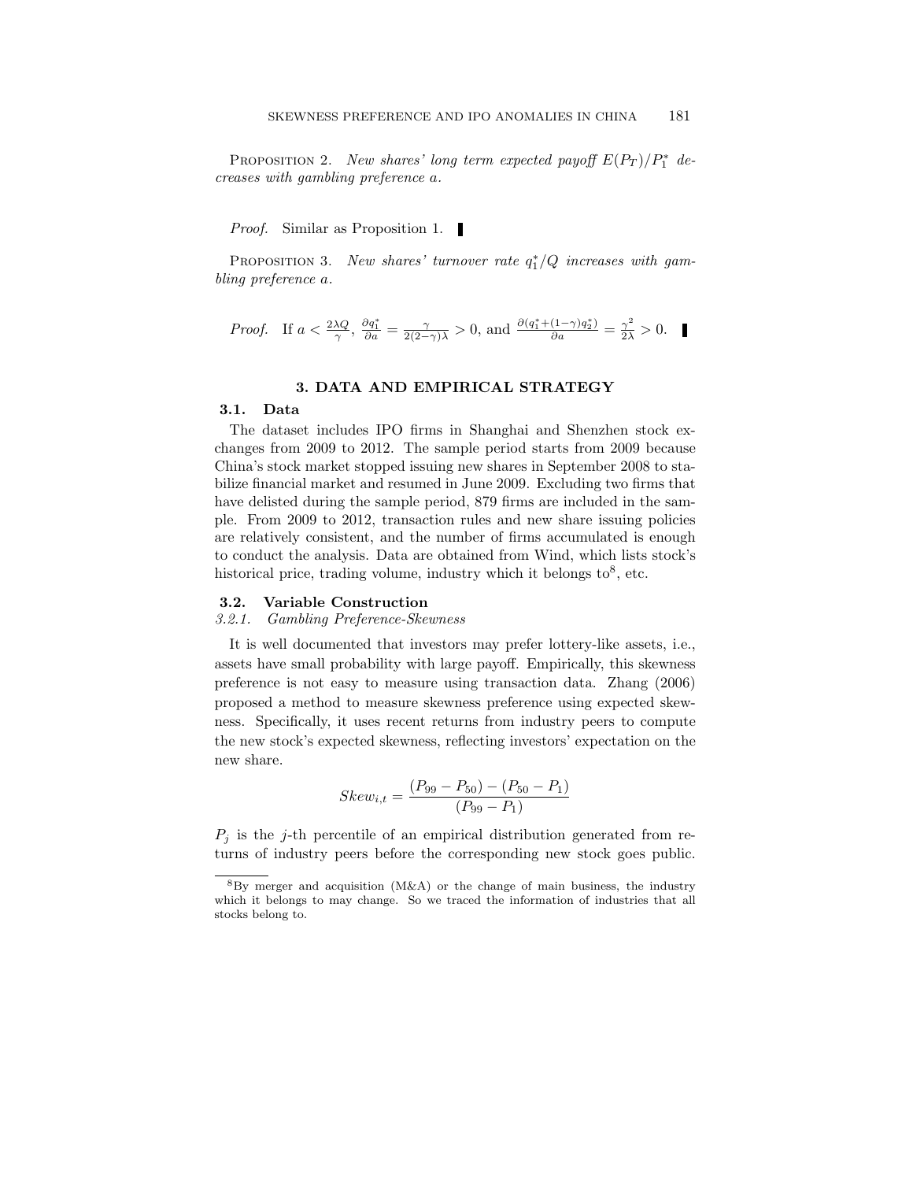PROPOSITION 2. *New shares' long term expected payoff $E(P_T)/P_1^*$ decreases with gambling preference $a$.*

*Proof.* Similar as Proposition 1. ∎

PROPOSITION 3. *New shares' turnover rate $q_1^*/Q$ increases with gambling preference $a$.*

*Proof.* If $a < \frac{2\lambda Q}{\gamma}$, $\frac{\partial q_1^*}{\partial a} = \frac{\gamma}{2(2-\gamma)\lambda} > 0$, and $\frac{\partial(q_1^* + (1-\gamma)q_2^*)}{\partial a} = \frac{\gamma^2}{2\lambda} > 0$. ∎

## 3. DATA AND EMPIRICAL STRATEGY

### 3.1. Data

The dataset includes IPO firms in Shanghai and Shenzhen stock exchanges from 2009 to 2012. The sample period starts from 2009 because China's stock market stopped issuing new shares in September 2008 to stabilize financial market and resumed in June 2009. Excluding two firms that have delisted during the sample period, 879 firms are included in the sample. From 2009 to 2012, transaction rules and new share issuing policies are relatively consistent, and the number of firms accumulated is enough to conduct the analysis. Data are obtained from Wind, which lists stock's historical price, trading volume, industry which it belongs to[8], etc.

### 3.2. Variable Construction

#### *3.2.1. Gambling Preference-Skewness*

It is well documented that investors may prefer lottery-like assets, i.e., assets have small probability with large payoff. Empirically, this skewness preference is not easy to measure using transaction data. Zhang (2006) proposed a method to measure skewness preference using expected skewness. Specifically, it uses recent returns from industry peers to compute the new stock's expected skewness, reflecting investors' expectation on the new share.

$$Skew_{i,t} = \frac{(P_{99} - P_{50}) - (P_{50} - P_1)}{(P_{99} - P_1)}$$

$P_j$ is the $j$-th percentile of an empirical distribution generated from returns of industry peers before the corresponding new stock goes public.

[8]By merger and acquisition (M&A) or the change of main business, the industry which it belongs to may change. So we traced the information of industries that all stocks belong to.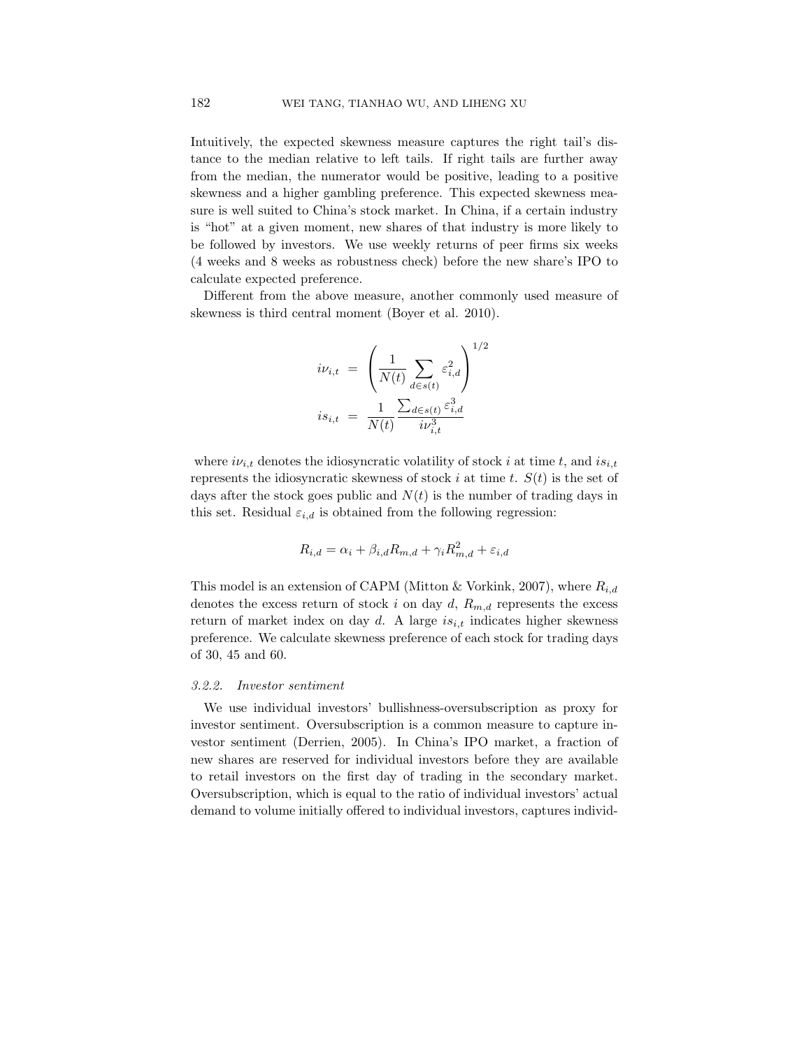Intuitively, the expected skewness measure captures the right tail's distance to the median relative to left tails. If right tails are further away from the median, the numerator would be positive, leading to a positive skewness and a higher gambling preference. This expected skewness measure is well suited to China's stock market. In China, if a certain industry is "hot" at a given moment, new shares of that industry is more likely to be followed by investors. We use weekly returns of peer firms six weeks (4 weeks and 8 weeks as robustness check) before the new share's IPO to calculate expected preference.

Different from the above measure, another commonly used measure of skewness is third central moment (Boyer et al. 2010).

$$
\begin{aligned}
i\nu_{i,t} &= \left( \frac{1}{N(t)} \sum_{d \in s(t)} \varepsilon_{i,d}^2 \right)^{1/2} \\
is_{i,t} &= \frac{1}{N(t)} \frac{\sum_{d \in s(t)} \varepsilon_{i,d}^3}{i\nu_{i,t}^3}
\end{aligned}
$$

where $i\nu_{i,t}$ denotes the idiosyncratic volatility of stock $i$ at time $t$, and $is_{i,t}$ represents the idiosyncratic skewness of stock $i$ at time $t$. $S(t)$ is the set of days after the stock goes public and $N(t)$ is the number of trading days in this set. Residual $\varepsilon_{i,d}$ is obtained from the following regression:

$$
R_{i,d} = \alpha_i + \beta_{i,d} R_{m,d} + \gamma_i R_{m,d}^2 + \varepsilon_{i,d}
$$

This model is an extension of CAPM (Mitton & Vorkink, 2007), where $R_{i,d}$ denotes the excess return of stock $i$ on day $d$, $R_{m,d}$ represents the excess return of market index on day $d$. A large $is_{i,t}$ indicates higher skewness preference. We calculate skewness preference of each stock for trading days of 30, 45 and 60.

### 3.2.2. *Investor sentiment*

We use individual investors' bullishness-oversubscription as proxy for investor sentiment. Oversubscription is a common measure to capture investor sentiment (Derrien, 2005). In China's IPO market, a fraction of new shares are reserved for individual investors before they are available to retail investors on the first day of trading in the secondary market. Oversubscription, which is equal to the ratio of individual investors' actual demand to volume initially offered to individual investors, captures individ-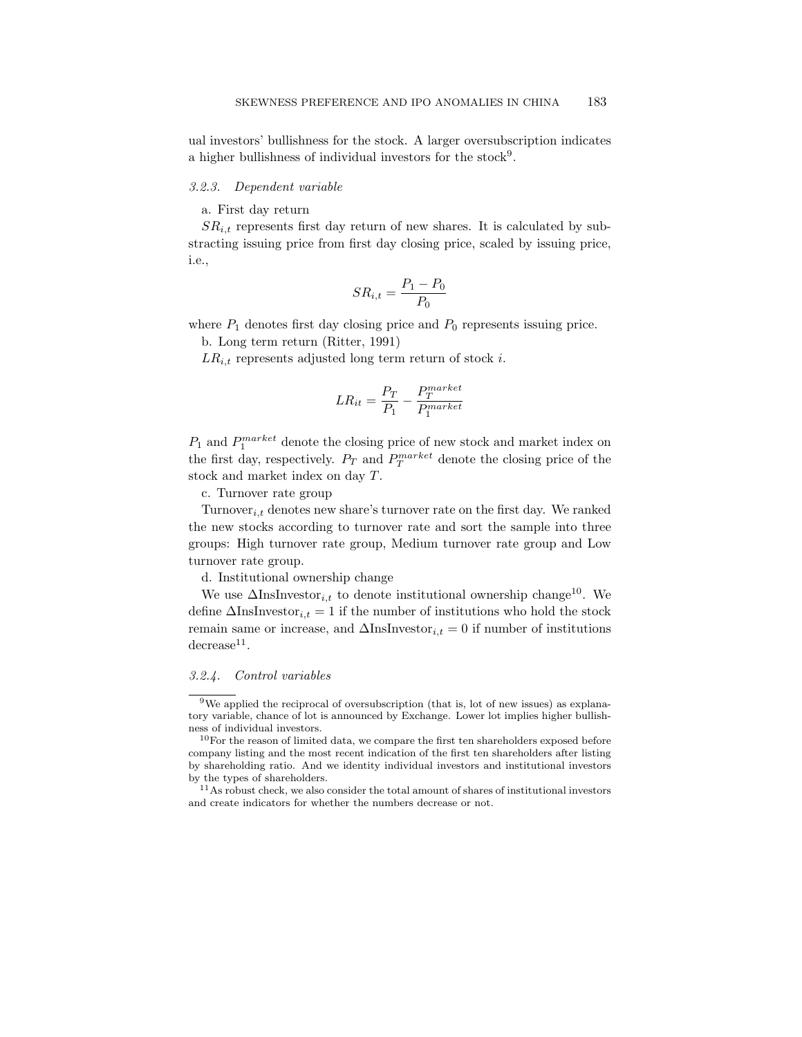ual investors' bullishness for the stock. A larger oversubscription indicates a higher bullishness of individual investors for the stock[9].

#### *3.2.3. Dependent variable*

a. First day return

$SR_{i,t}$ represents first day return of new shares. It is calculated by substracting issuing price from first day closing price, scaled by issuing price, i.e.,

$$SR_{i,t} = \frac{P_1 - P_0}{P_0}$$

where $P_1$ denotes first day closing price and $P_0$ represents issuing price.

b. Long term return (Ritter, 1991)

$LR_{i,t}$ represents adjusted long term return of stock $i$.

$$LR_{it} = \frac{P_T}{P_1} - \frac{P_T^{market}}{P_1^{market}}$$

$P_1$ and $P_1^{market}$ denote the closing price of new stock and market index on the first day, respectively. $P_T$ and $P_T^{market}$ denote the closing price of the stock and market index on day $T$.

c. Turnover rate group

$\text{Turnover}_{i,t}$ denotes new share's turnover rate on the first day. We ranked the new stocks according to turnover rate and sort the sample into three groups: High turnover rate group, Medium turnover rate group and Low turnover rate group.

d. Institutional ownership change

We use $\Delta\text{InsInvestor}_{i,t}$ to denote institutional ownership change[10]. We define $\Delta\text{InsInvestor}_{i,t} = 1$ if the number of institutions who hold the stock remain same or increase, and $\Delta\text{InsInvestor}_{i,t} = 0$ if number of institutions decrease[11].

#### *3.2.4. Control variables*

[9] We applied the reciprocal of oversubscription (that is, lot of new issues) as explanatory variable, chance of lot is announced by Exchange. Lower lot implies higher bullishness of individual investors.

[10] For the reason of limited data, we compare the first ten shareholders exposed before company listing and the most recent indication of the first ten shareholders after listing by shareholding ratio. And we identity individual investors and institutional investors by the types of shareholders.

[11] As robust check, we also consider the total amount of shares of institutional investors and create indicators for whether the numbers decrease or not.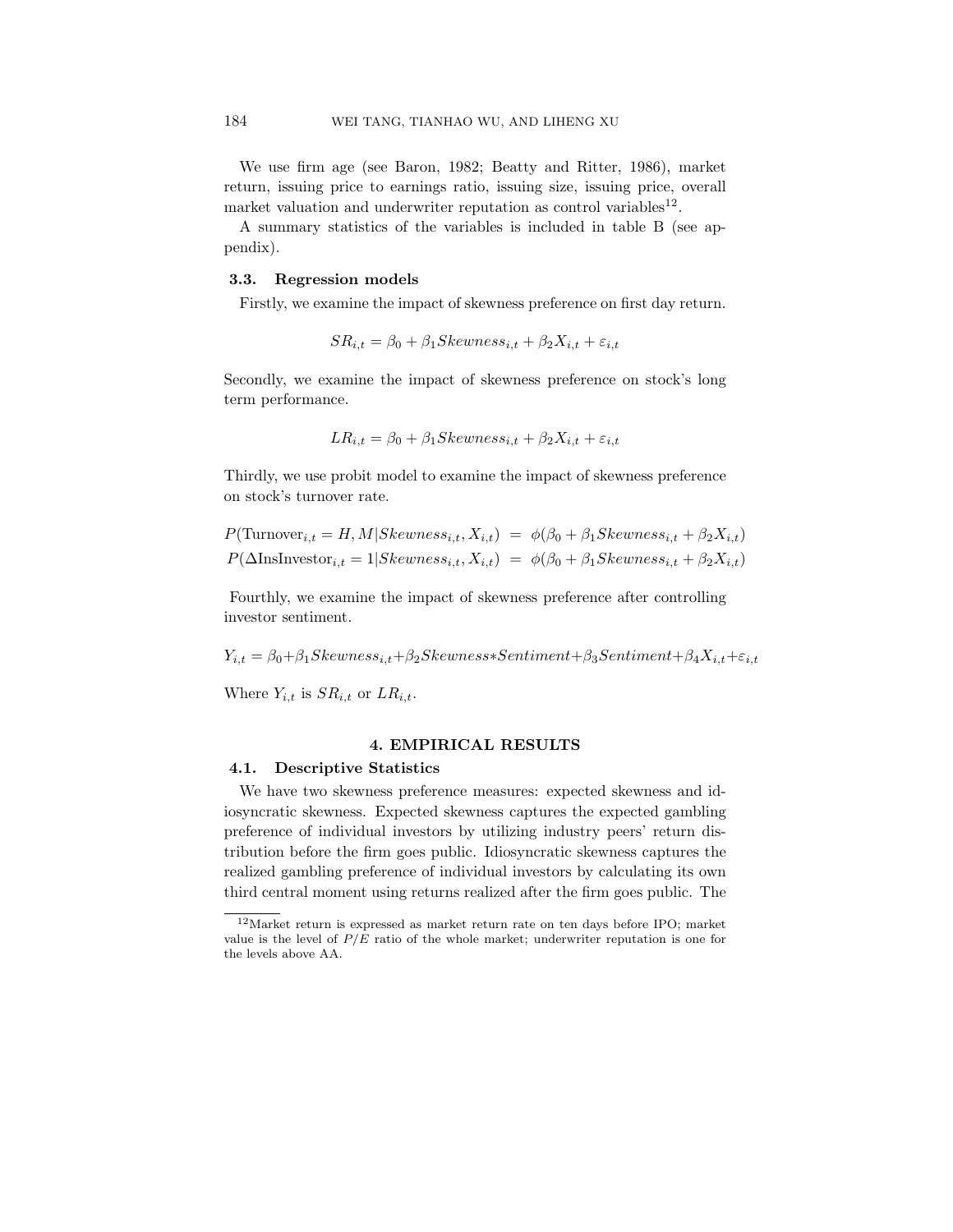We use firm age (see Baron, 1982; Beatty and Ritter, 1986), market return, issuing price to earnings ratio, issuing size, issuing price, overall market valuation and underwriter reputation as control variables[12].

A summary statistics of the variables is included in table B (see appendix).

### 3.3. Regression models

Firstly, we examine the impact of skewness preference on first day return.

$$SR_{i,t} = \beta_0 + \beta_1 Skewness_{i,t} + \beta_2 X_{i,t} + \varepsilon_{i,t}$$

Secondly, we examine the impact of skewness preference on stock's long term performance.

$$LR_{i,t} = \beta_0 + \beta_1 Skewness_{i,t} + \beta_2 X_{i,t} + \varepsilon_{i,t}$$

Thirdly, we use probit model to examine the impact of skewness preference on stock's turnover rate.

$$P(\text{Turnover}_{i,t} = H, M | Skewness_{i,t}, X_{i,t}) = \phi(\beta_0 + \beta_1 Skewness_{i,t} + \beta_2 X_{i,t})$$
$$P(\Delta\text{InsInvestor}_{i,t} = 1 | Skewness_{i,t}, X_{i,t}) = \phi(\beta_0 + \beta_1 Skewness_{i,t} + \beta_2 X_{i,t})$$

Fourthly, we examine the impact of skewness preference after controlling investor sentiment.

$$Y_{i,t} = \beta_0 + \beta_1 Skewness_{i,t} + \beta_2 Skewness * Sentiment + \beta_3 Sentiment + \beta_4 X_{i,t} + \varepsilon_{i,t}$$

Where $Y_{i,t}$ is $SR_{i,t}$ or $LR_{i,t}$.

## 4. EMPIRICAL RESULTS

### 4.1. Descriptive Statistics

We have two skewness preference measures: expected skewness and idiosyncratic skewness. Expected skewness captures the expected gambling preference of individual investors by utilizing industry peers' return distribution before the firm goes public. Idiosyncratic skewness captures the realized gambling preference of individual investors by calculating its own third central moment using returns realized after the firm goes public. The

[12] Market return is expressed as market return rate on ten days before IPO; market value is the level of $P/E$ ratio of the whole market; underwriter reputation is one for the levels above AA.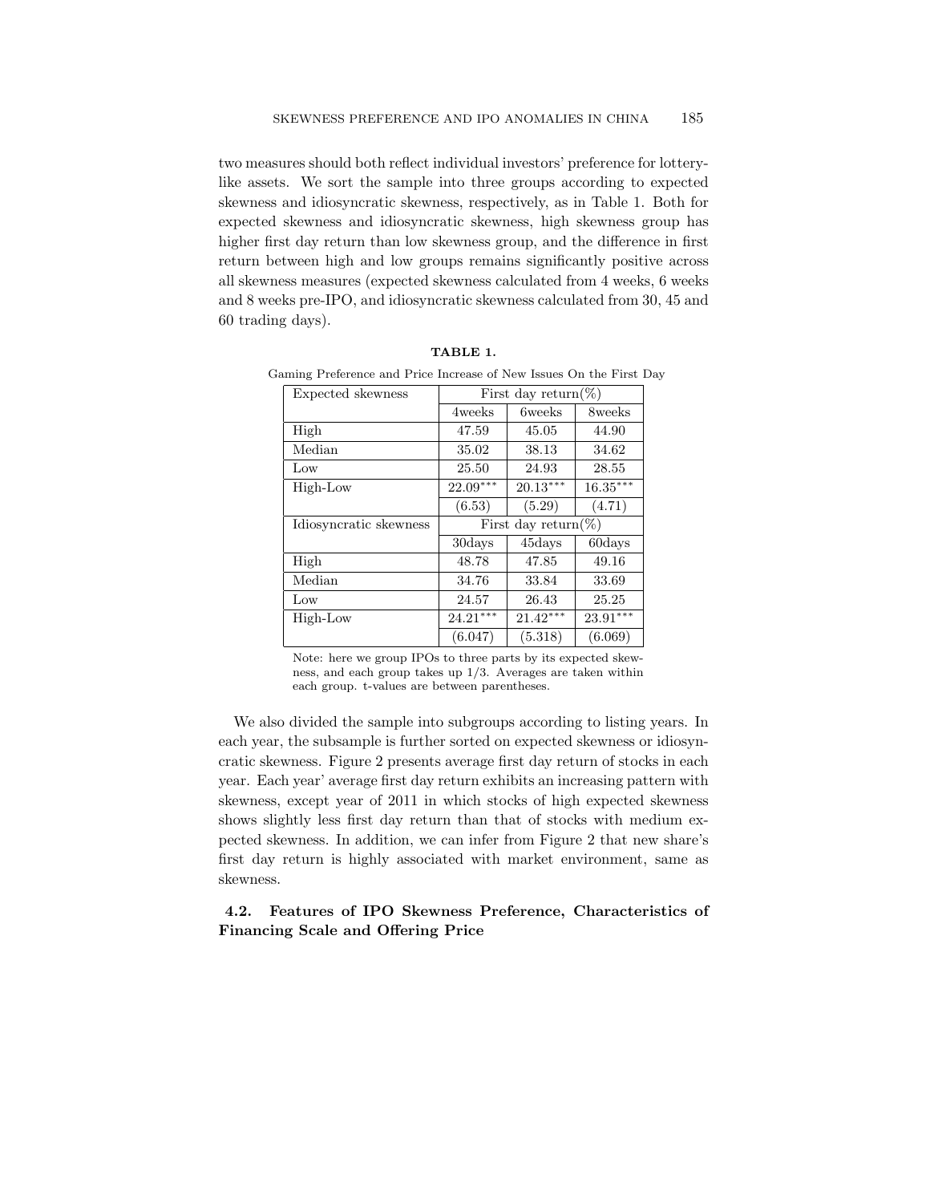two measures should both reflect individual investors' preference for lottery-like assets. We sort the sample into three groups according to expected skewness and idiosyncratic skewness, respectively, as in Table 1. Both for expected skewness and idiosyncratic skewness, high skewness group has higher first day return than low skewness group, and the difference in first return between high and low groups remains significantly positive across all skewness measures (expected skewness calculated from 4 weeks, 6 weeks and 8 weeks pre-IPO, and idiosyncratic skewness calculated from 30, 45 and 60 trading days).

**TABLE 1.**

Gaming Preference and Price Increase of New Issues On the First Day

| Expected skewness | First day return(%) | | |
|---|---|---|---|
| | 4weeks | 6weeks | 8weeks |
| High | 47.59 | 45.05 | 44.90 |
| Median | 35.02 | 38.13 | 34.62 |
| Low | 25.50 | 24.93 | 28.55 |
| High-Low | $22.09^{***}$ | $20.13^{***}$ | $16.35^{***}$ |
| | (6.53) | (5.29) | (4.71) |
| Idiosyncratic skewness | First day return(%) | | |
| | 30days | 45days | 60days |
| High | 48.78 | 47.85 | 49.16 |
| Median | 34.76 | 33.84 | 33.69 |
| Low | 24.57 | 26.43 | 25.25 |
| High-Low | $24.21^{***}$ | $21.42^{***}$ | $23.91^{***}$ |
| | (6.047) | (5.318) | (6.069) |

Note: here we group IPOs to three parts by its expected skewness, and each group takes up 1/3. Averages are taken within each group. t-values are between parentheses.

We also divided the sample into subgroups according to listing years. In each year, the subsample is further sorted on expected skewness or idiosyncratic skewness. Figure 2 presents average first day return of stocks in each year. Each year' average first day return exhibits an increasing pattern with skewness, except year of 2011 in which stocks of high expected skewness shows slightly less first day return than that of stocks with medium expected skewness. In addition, we can infer from Figure 2 that new share's first day return is highly associated with market environment, same as skewness.

### 4.2. Features of IPO Skewness Preference, Characteristics of Financing Scale and Offering Price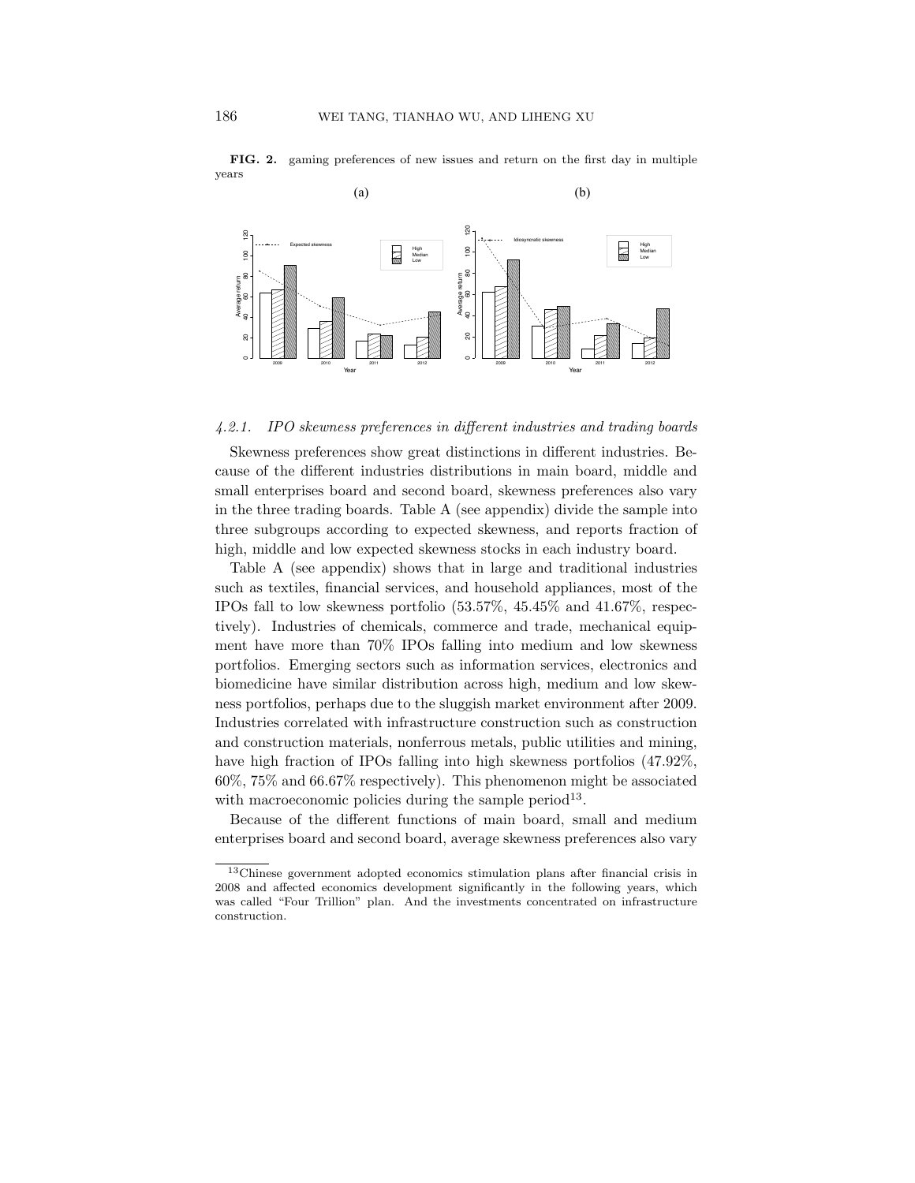**FIG. 2.** gaming preferences of new issues and return on the first day in multiple years

#### 4.2.1. *IPO skewness preferences in different industries and trading boards*

Skewness preferences show great distinctions in different industries. Because of the different industries distributions in main board, middle and small enterprises board and second board, skewness preferences also vary in the three trading boards. Table A (see appendix) divide the sample into three subgroups according to expected skewness, and reports fraction of high, middle and low expected skewness stocks in each industry board.

Table A (see appendix) shows that in large and traditional industries such as textiles, financial services, and household appliances, most of the IPOs fall to low skewness portfolio (53.57%, 45.45% and 41.67%, respectively). Industries of chemicals, commerce and trade, mechanical equipment have more than 70% IPOs falling into medium and low skewness portfolios. Emerging sectors such as information services, electronics and biomedicine have similar distribution across high, medium and low skewness portfolios, perhaps due to the sluggish market environment after 2009. Industries correlated with infrastructure construction such as construction and construction materials, nonferrous metals, public utilities and mining, have high fraction of IPOs falling into high skewness portfolios (47.92%, 60%, 75% and 66.67% respectively). This phenomenon might be associated with macroeconomic policies during the sample period[13].

Because of the different functions of main board, small and medium enterprises board and second board, average skewness preferences also vary

[13] Chinese government adopted economics stimulation plans after financial crisis in 2008 and affected economics development significantly in the following years, which was called "Four Trillion" plan. And the investments concentrated on infrastructure construction.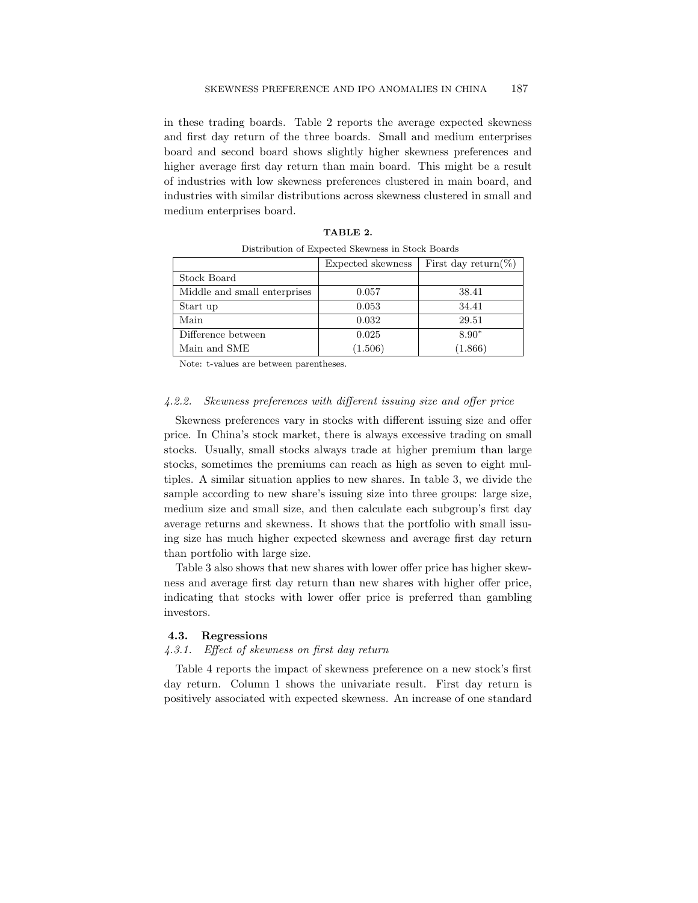in these trading boards. Table 2 reports the average expected skewness and first day return of the three boards. Small and medium enterprises board and second board shows slightly higher skewness preferences and higher average first day return than main board. This might be a result of industries with low skewness preferences clustered in main board, and industries with similar distributions across skewness clustered in small and medium enterprises board.

**TABLE 2.**

Distribution of Expected Skewness in Stock Boards

| | Expected skewness | First day return(%) |
|---|---|---|
| Stock Board | | |
| Middle and small enterprises | 0.057 | 38.41 |
| Start up | 0.053 | 34.41 |
| Main | 0.032 | 29.51 |
| Difference between Main and SME | 0.025 (1.506) | 8.90* (1.866) |

Note: t-values are between parentheses.

#### 4.2.2. *Skewness preferences with different issuing size and offer price*

Skewness preferences vary in stocks with different issuing size and offer price. In China's stock market, there is always excessive trading on small stocks. Usually, small stocks always trade at higher premium than large stocks, sometimes the premiums can reach as high as seven to eight multiples. A similar situation applies to new shares. In table 3, we divide the sample according to new share's issuing size into three groups: large size, medium size and small size, and then calculate each subgroup's first day average returns and skewness. It shows that the portfolio with small issuing size has much higher expected skewness and average first day return than portfolio with large size.

Table 3 also shows that new shares with lower offer price has higher skewness and average first day return than new shares with higher offer price, indicating that stocks with lower offer price is preferred than gambling investors.

### 4.3. Regressions

#### 4.3.1. *Effect of skewness on first day return*

Table 4 reports the impact of skewness preference on a new stock's first day return. Column 1 shows the univariate result. First day return is positively associated with expected skewness. An increase of one standard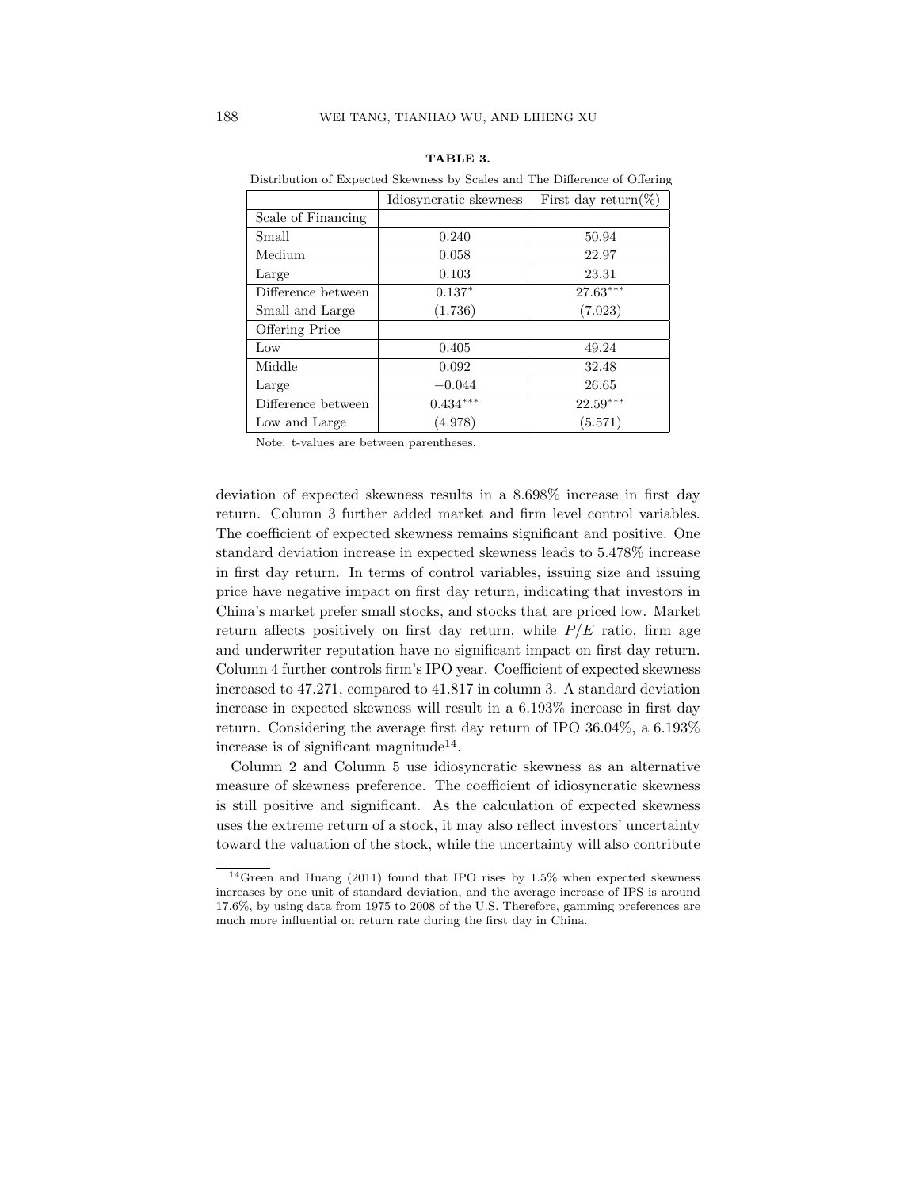**TABLE 3.**

Distribution of Expected Skewness by Scales and The Difference of Offering

| | Idiosyncratic skewness | First day return(%) |
|---|---|---|
| Scale of Financing | | |
| Small | 0.240 | 50.94 |
| Medium | 0.058 | 22.97 |
| Large | 0.103 | 23.31 |
| Difference between | $0.137^{*}$ | $27.63^{***}$ |
| Small and Large | (1.736) | (7.023) |
| Offering Price | | |
| Low | 0.405 | 49.24 |
| Middle | 0.092 | 32.48 |
| Large | $-0.044$ | 26.65 |
| Difference between | $0.434^{***}$ | $22.59^{***}$ |
| Low and Large | (4.978) | (5.571) |

Note: t-values are between parentheses.

deviation of expected skewness results in a 8.698% increase in first day return. Column 3 further added market and firm level control variables. The coefficient of expected skewness remains significant and positive. One standard deviation increase in expected skewness leads to 5.478% increase in first day return. In terms of control variables, issuing size and issuing price have negative impact on first day return, indicating that investors in China's market prefer small stocks, and stocks that are priced low. Market return affects positively on first day return, while $P/E$ ratio, firm age and underwriter reputation have no significant impact on first day return. Column 4 further controls firm's IPO year. Coefficient of expected skewness increased to 47.271, compared to 41.817 in column 3. A standard deviation increase in expected skewness will result in a 6.193% increase in first day return. Considering the average first day return of IPO 36.04%, a 6.193% increase is of significant magnitude[14].

Column 2 and Column 5 use idiosyncratic skewness as an alternative measure of skewness preference. The coefficient of idiosyncratic skewness is still positive and significant. As the calculation of expected skewness uses the extreme return of a stock, it may also reflect investors' uncertainty toward the valuation of the stock, while the uncertainty will also contribute

[14]Green and Huang (2011) found that IPO rises by 1.5% when expected skewness increases by one unit of standard deviation, and the average increase of IPS is around 17.6%, by using data from 1975 to 2008 of the U.S. Therefore, gamming preferences are much more influential on return rate during the first day in China.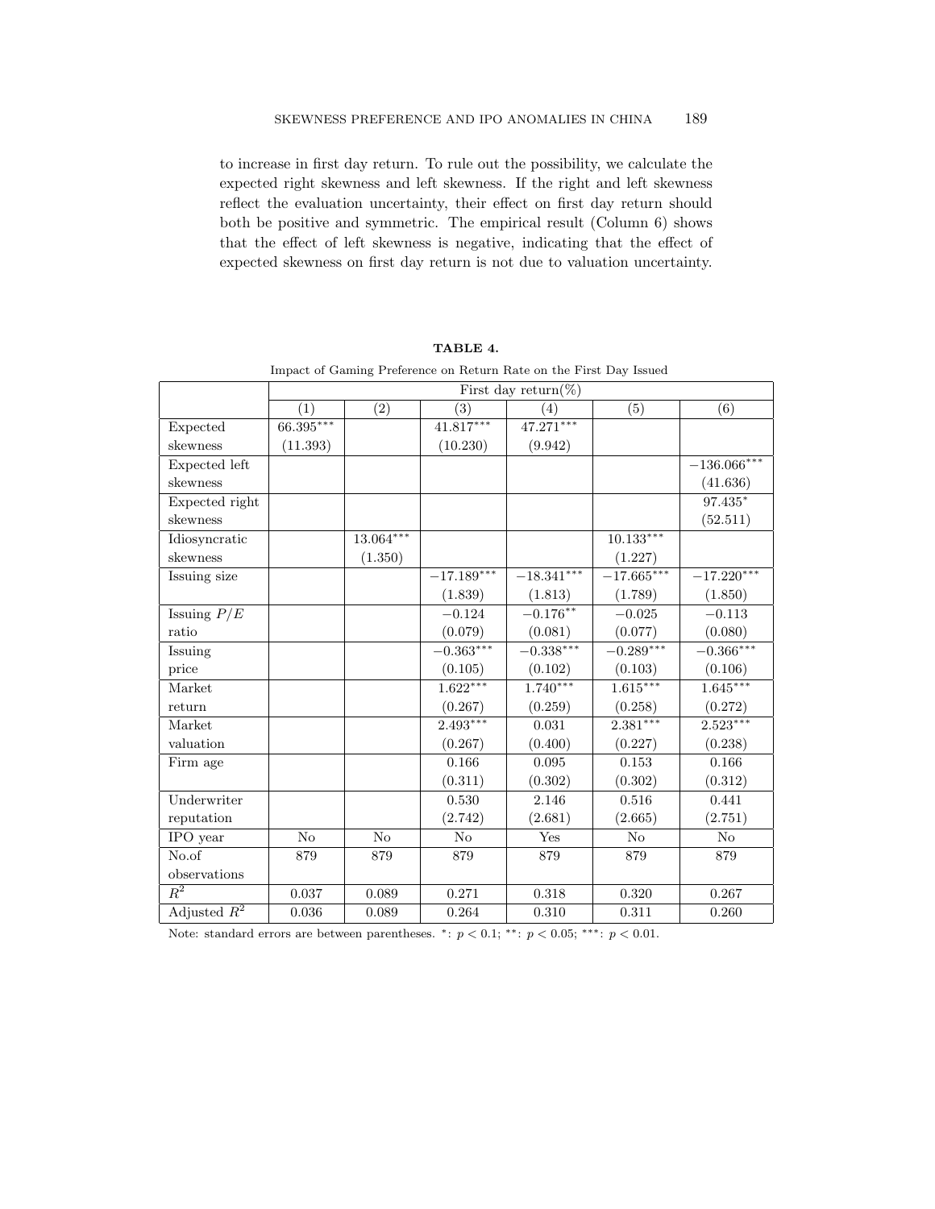to increase in first day return. To rule out the possibility, we calculate the expected right skewness and left skewness. If the right and left skewness reflect the evaluation uncertainty, their effect on first day return should both be positive and symmetric. The empirical result (Column 6) shows that the effect of left skewness is negative, indicating that the effect of expected skewness on first day return is not due to valuation uncertainty.

**TABLE 4.**

Impact of Gaming Preference on Return Rate on the First Day Issued

| | First day return(%) | | | | | |
|---|---|---|---|---|---|---|
| | (1) | (2) | (3) | (4) | (5) | (6) |
| Expected skewness | $66.395^{***}$ (11.393) | | $41.817^{***}$ (10.230) | $47.271^{***}$ (9.942) | | |
| Expected left skewness | | | | | | $-136.066^{***}$ (41.636) |
| Expected right skewness | | | | | | $97.435^{*}$ (52.511) |
| Idiosyncratic skewness | | $13.064^{***}$ (1.350) | | | $10.133^{***}$ (1.227) | |
| Issuing size | | | $-17.189^{***}$ (1.839) | $-18.341^{***}$ (1.813) | $-17.665^{***}$ (1.789) | $-17.220^{***}$ (1.850) |
| Issuing $P/E$ ratio | | | $-0.124$ (0.079) | $-0.176^{**}$ (0.081) | $-0.025$ (0.077) | $-0.113$ (0.080) |
| Issuing price | | | $-0.363^{***}$ (0.105) | $-0.338^{***}$ (0.102) | $-0.289^{***}$ (0.103) | $-0.366^{***}$ (0.106) |
| Market return | | | $1.622^{***}$ (0.267) | $1.740^{***}$ (0.259) | $1.615^{***}$ (0.258) | $1.645^{***}$ (0.272) |
| Market valuation | | | $2.493^{***}$ (0.267) | 0.031 (0.400) | $2.381^{***}$ (0.227) | $2.523^{***}$ (0.238) |
| Firm age | | | 0.166 (0.311) | 0.095 (0.302) | 0.153 (0.302) | 0.166 (0.312) |
| Underwriter reputation | | | 0.530 (2.742) | 2.146 (2.681) | 0.516 (2.665) | 0.441 (2.751) |
| IPO year | No | No | No | Yes | No | No |
| No.of observations | 879 | 879 | 879 | 879 | 879 | 879 |
| $R^2$ | 0.037 | 0.089 | 0.271 | 0.318 | 0.320 | 0.267 |
| Adjusted $R^2$ | 0.036 | 0.089 | 0.264 | 0.310 | 0.311 | 0.260 |

Note: standard errors are between parentheses. $^{*}$: $p < 0.1$; $^{**}$: $p < 0.05$; $^{***}$: $p < 0.01$.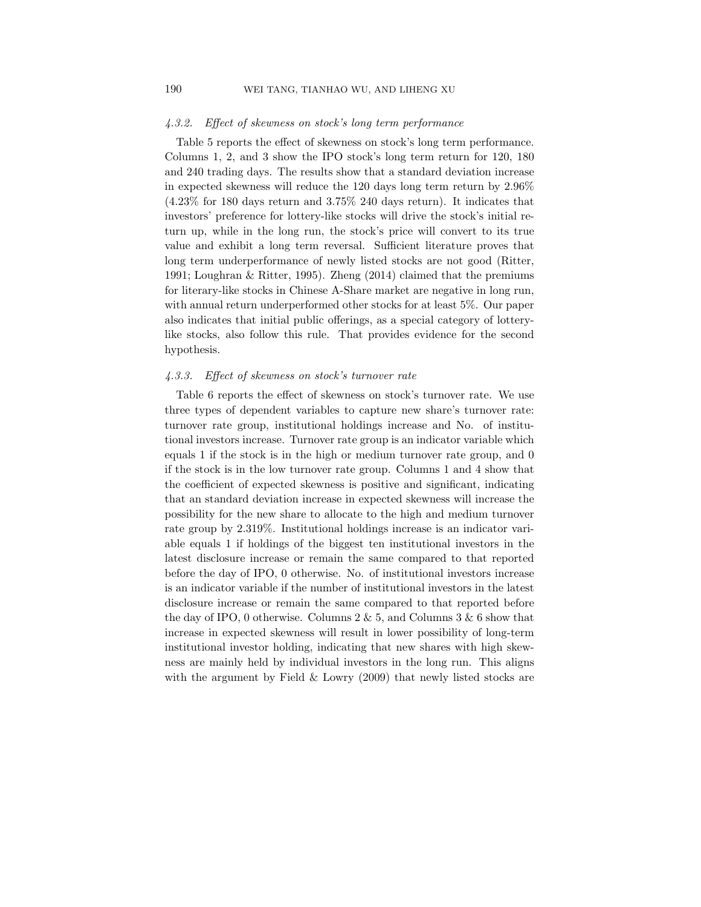#### *4.3.2. Effect of skewness on stock's long term performance*

Table 5 reports the effect of skewness on stock's long term performance. Columns 1, 2, and 3 show the IPO stock's long term return for 120, 180 and 240 trading days. The results show that a standard deviation increase in expected skewness will reduce the 120 days long term return by 2.96% (4.23% for 180 days return and 3.75% 240 days return). It indicates that investors' preference for lottery-like stocks will drive the stock's initial return up, while in the long run, the stock's price will convert to its true value and exhibit a long term reversal. Sufficient literature proves that long term underperformance of newly listed stocks are not good (Ritter, 1991; Loughran & Ritter, 1995). Zheng (2014) claimed that the premiums for literary-like stocks in Chinese A-Share market are negative in long run, with annual return underperformed other stocks for at least 5%. Our paper also indicates that initial public offerings, as a special category of lottery-like stocks, also follow this rule. That provides evidence for the second hypothesis.

#### *4.3.3. Effect of skewness on stock's turnover rate*

Table 6 reports the effect of skewness on stock's turnover rate. We use three types of dependent variables to capture new share's turnover rate: turnover rate group, institutional holdings increase and No. of institutional investors increase. Turnover rate group is an indicator variable which equals 1 if the stock is in the high or medium turnover rate group, and 0 if the stock is in the low turnover rate group. Columns 1 and 4 show that the coefficient of expected skewness is positive and significant, indicating that an standard deviation increase in expected skewness will increase the possibility for the new share to allocate to the high and medium turnover rate group by 2.319%. Institutional holdings increase is an indicator variable equals 1 if holdings of the biggest ten institutional investors in the latest disclosure increase or remain the same compared to that reported before the day of IPO, 0 otherwise. No. of institutional investors increase is an indicator variable if the number of institutional investors in the latest disclosure increase or remain the same compared to that reported before the day of IPO, 0 otherwise. Columns 2 & 5, and Columns 3 & 6 show that increase in expected skewness will result in lower possibility of long-term institutional investor holding, indicating that new shares with high skewness are mainly held by individual investors in the long run. This aligns with the argument by Field & Lowry (2009) that newly listed stocks are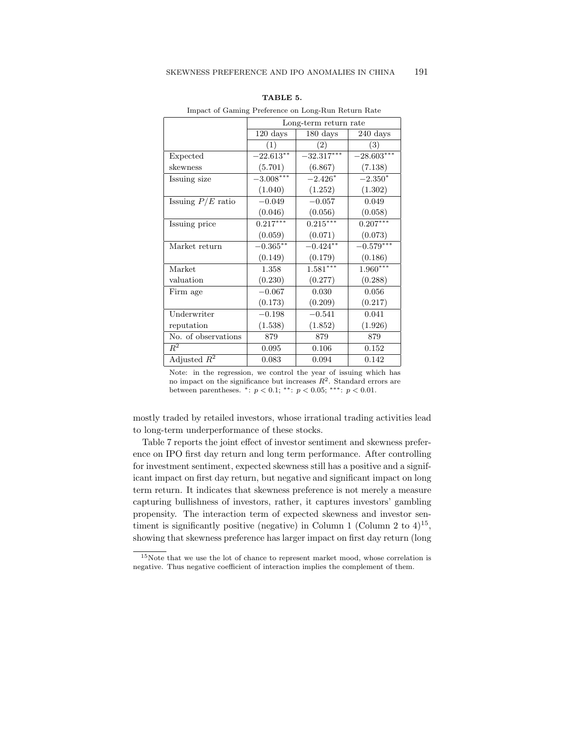**TABLE 5.**

Impact of Gaming Preference on Long-Run Return Rate

| | Long-term return rate | | |
|---|---|---|---|
| | 120 days | 180 days | 240 days |
| | (1) | (2) | (3) |
| Expected skewness | $-22.613^{**}$ | $-32.317^{***}$ | $-28.603^{***}$ |
| | (5.701) | (6.867) | (7.138) |
| Issuing size | $-3.008^{***}$ | $-2.426^{*}$ | $-2.350^{*}$ |
| | (1.040) | (1.252) | (1.302) |
| Issuing $P/E$ ratio | $-0.049$ | $-0.057$ | 0.049 |
| | (0.046) | (0.056) | (0.058) |
| Issuing price | $0.217^{***}$ | $0.215^{***}$ | $0.207^{***}$ |
| | (0.059) | (0.071) | (0.073) |
| Market return | $-0.365^{**}$ | $-0.424^{**}$ | $-0.579^{***}$ |
| | (0.149) | (0.179) | (0.186) |
| Market valuation | 1.358 | $1.581^{***}$ | $1.960^{***}$ |
| | (0.230) | (0.277) | (0.288) |
| Firm age | $-0.067$ | 0.030 | 0.056 |
| | (0.173) | (0.209) | (0.217) |
| Underwriter reputation | $-0.198$ | $-0.541$ | 0.041 |
| | (1.538) | (1.852) | (1.926) |
| No. of observations | 879 | 879 | 879 |
| $R^2$ | 0.095 | 0.106 | 0.152 |
| Adjusted $R^2$ | 0.083 | 0.094 | 0.142 |

Note: in the regression, we control the year of issuing which has no impact on the significance but increases $R^2$. Standard errors are between parentheses. \*: $p < 0.1$; \*\*: $p < 0.05$; \*\*\*: $p < 0.01$.

mostly traded by retailed investors, whose irrational trading activities lead to long-term underperformance of these stocks.

Table 7 reports the joint effect of investor sentiment and skewness preference on IPO first day return and long term performance. After controlling for investment sentiment, expected skewness still has a positive and a significant impact on first day return, but negative and significant impact on long term return. It indicates that skewness preference is not merely a measure capturing bullishness of investors, rather, it captures investors' gambling propensity. The interaction term of expected skewness and investor sentiment is significantly positive (negative) in Column 1 (Column 2 to 4)[15], showing that skewness preference has larger impact on first day return (long

[15] Note that we use the lot of chance to represent market mood, whose correlation is negative. Thus negative coefficient of interaction implies the complement of them.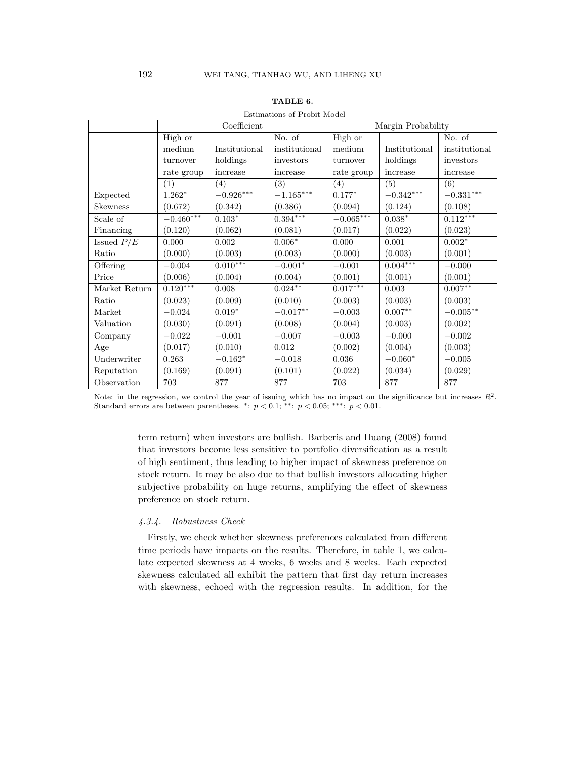**TABLE 6.**

Estimations of Probit Model

| | Coefficient | | | Margin Probability | | |
|---|---|---|---|---|---|---|
| | High or medium turnover rate group | Institutional holdings increase | No. of institutional investors increase | High or medium turnover rate group | Institutional holdings increase | No. of institutional investors increase |
| | (1) | (4) | (3) | (4) | (5) | (6) |
| Expected Skewness | $1.262^{*}$ (0.672) | $-0.926^{***}$ (0.342) | $-1.165^{***}$ (0.386) | $0.177^{*}$ (0.094) | $-0.342^{***}$ (0.124) | $-0.331^{***}$ (0.108) |
| Scale of Financing | $-0.460^{***}$ (0.120) | $0.103^{*}$ (0.062) | $0.394^{***}$ (0.081) | $-0.065^{***}$ (0.017) | $0.038^{*}$ (0.022) | $0.112^{***}$ (0.023) |
| Issued $P/E$ Ratio | 0.000 (0.000) | 0.002 (0.003) | $0.006^{*}$ (0.003) | 0.000 (0.000) | 0.001 (0.003) | $0.002^{*}$ (0.001) |
| Offering Price | $-0.004$ (0.006) | $0.010^{***}$ (0.004) | $-0.001^{*}$ (0.004) | $-0.001$ (0.001) | $0.004^{***}$ (0.001) | $-0.000$ (0.001) |
| Market Return Ratio | $0.120^{***}$ (0.023) | 0.008 (0.009) | $0.024^{**}$ (0.010) | $0.017^{***}$ (0.003) | 0.003 (0.003) | $0.007^{**}$ (0.003) |
| Market Valuation | $-0.024$ (0.030) | $0.019^{*}$ (0.091) | $-0.017^{**}$ (0.008) | $-0.003$ (0.004) | $0.007^{**}$ (0.003) | $-0.005^{**}$ (0.002) |
| Company Age | $-0.022$ (0.017) | $-0.001$ (0.010) | $-0.007$ 0.012 | $-0.003$ (0.002) | $-0.000$ (0.004) | $-0.002$ (0.003) |
| Underwriter Reputation | 0.263 (0.169) | $-0.162^{*}$ (0.091) | $-0.018$ (0.101) | 0.036 (0.022) | $-0.060^{*}$ (0.034) | $-0.005$ (0.029) |
| Observation | 703 | 877 | 877 | 703 | 877 | 877 |

Note: in the regression, we control the year of issuing which has no impact on the significance but increases $R^2$. Standard errors are between parentheses. *: $p < 0.1$; **: $p < 0.05$; ***: $p < 0.01$.

term return) when investors are bullish. Barberis and Huang (2008) found that investors become less sensitive to portfolio diversification as a result of high sentiment, thus leading to higher impact of skewness preference on stock return. It may be also due to that bullish investors allocating higher subjective probability on huge returns, amplifying the effect of skewness preference on stock return.

#### *4.3.4. Robustness Check*

Firstly, we check whether skewness preferences calculated from different time periods have impacts on the results. Therefore, in table 1, we calculate expected skewness at 4 weeks, 6 weeks and 8 weeks. Each expected skewness calculated all exhibit the pattern that first day return increases with skewness, echoed with the regression results. In addition, for the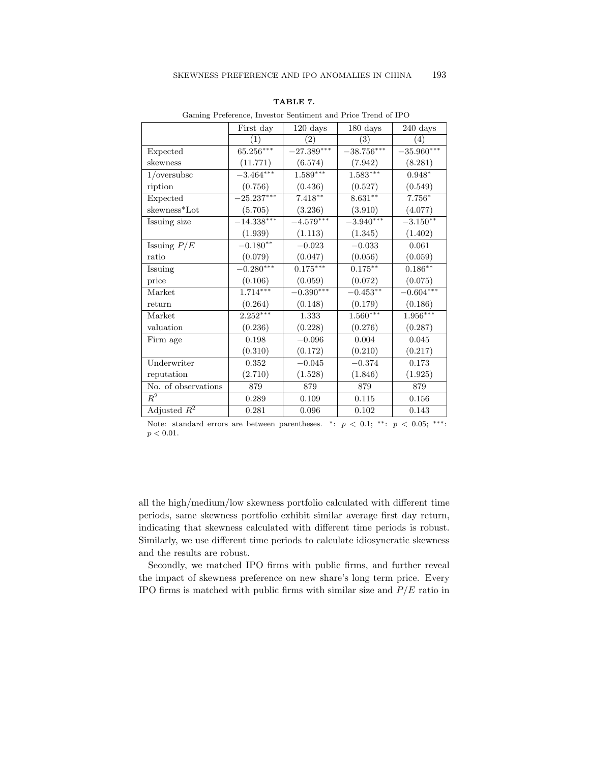**TABLE 7.**

Gaming Preference, Investor Sentiment and Price Trend of IPO

| | First day | 120 days | 180 days | 240 days |
|---|---|---|---|---|
| | (1) | (2) | (3) | (4) |
| Expected skewness | $65.256^{***}$ | $-27.389^{***}$ | $-38.756^{***}$ | $-35.960^{***}$ |
| | (11.771) | (6.574) | (7.942) | (8.281) |
| 1/oversubscription | $-3.464^{***}$ | $1.589^{***}$ | $1.583^{***}$ | $0.948^{*}$ |
| | (0.756) | (0.436) | (0.527) | (0.549) |
| Expected skewness*Lot | $-25.237^{***}$ | $7.418^{**}$ | $8.631^{**}$ | $7.756^{*}$ |
| | (5.705) | (3.236) | (3.910) | (4.077) |
| Issuing size | $-14.338^{***}$ | $-4.579^{***}$ | $-3.940^{***}$ | $-3.150^{**}$ |
| | (1.939) | (1.113) | (1.345) | (1.402) |
| Issuing $P/E$ ratio | $-0.180^{**}$ | $-0.023$ | $-0.033$ | 0.061 |
| | (0.079) | (0.047) | (0.056) | (0.059) |
| Issuing price | $-0.280^{***}$ | $0.175^{***}$ | $0.175^{**}$ | $0.186^{**}$ |
| | (0.106) | (0.059) | (0.072) | (0.075) |
| Market return | $1.714^{***}$ | $-0.390^{***}$ | $-0.453^{**}$ | $-0.604^{***}$ |
| | (0.264) | (0.148) | (0.179) | (0.186) |
| Market valuation | $2.252^{***}$ | 1.333 | $1.560^{***}$ | $1.956^{***}$ |
| | (0.236) | (0.228) | (0.276) | (0.287) |
| Firm age | 0.198 | $-0.096$ | 0.004 | 0.045 |
| | (0.310) | (0.172) | (0.210) | (0.217) |
| Underwriter reputation | 0.352 | $-0.045$ | $-0.374$ | 0.173 |
| | (2.710) | (1.528) | (1.846) | (1.925) |
| No. of observations | 879 | 879 | 879 | 879 |
| $R^2$ | 0.289 | 0.109 | 0.115 | 0.156 |
| Adjusted $R^2$ | 0.281 | 0.096 | 0.102 | 0.143 |

Note: standard errors are between parentheses. *: $p < 0.1$; **: $p < 0.05$; ***: $p < 0.01$.

all the high/medium/low skewness portfolio calculated with different time periods, same skewness portfolio exhibit similar average first day return, indicating that skewness calculated with different time periods is robust. Similarly, we use different time periods to calculate idiosyncratic skewness and the results are robust.

Secondly, we matched IPO firms with public firms, and further reveal the impact of skewness preference on new share's long term price. Every IPO firms is matched with public firms with similar size and $P/E$ ratio in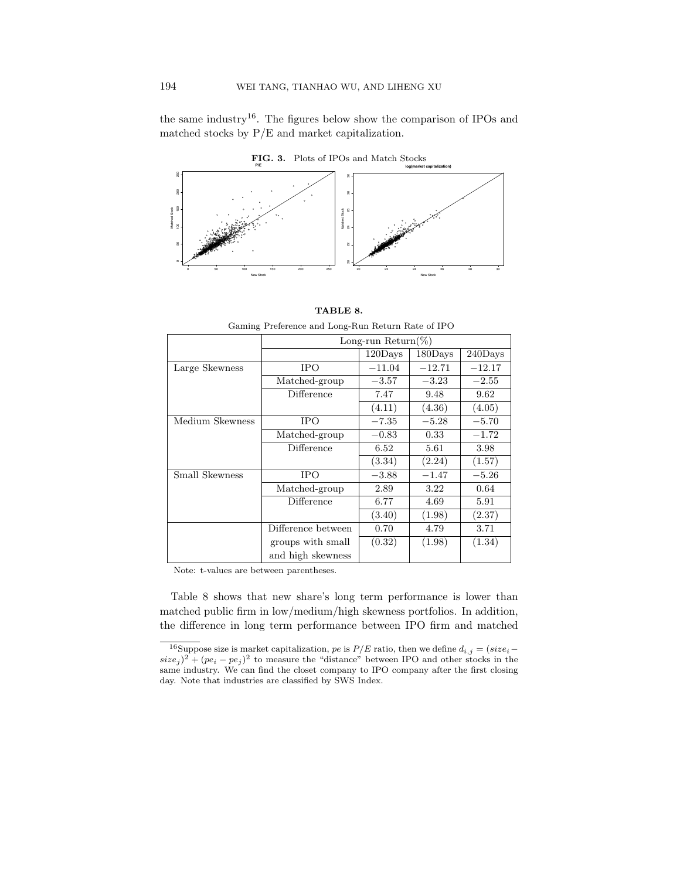the same industry[16]. The figures below show the comparison of IPOs and matched stocks by P/E and market capitalization.

**FIG. 3.** Plots of IPOs and Match Stocks

**TABLE 8.**

Gaming Preference and Long-Run Return Rate of IPO

| | | Long-run Return(%) | | |
|---|---|---|---|---|
| | | 120Days | 180Days | 240Days |
| Large Skewness | IPO | $-11.04$ | $-12.71$ | $-12.17$ |
| | Matched-group | $-3.57$ | $-3.23$ | $-2.55$ |
| | Difference | 7.47 | 9.48 | 9.62 |
| | | (4.11) | (4.36) | (4.05) |
| Medium Skewness | IPO | $-7.35$ | $-5.28$ | $-5.70$ |
| | Matched-group | $-0.83$ | 0.33 | $-1.72$ |
| | Difference | 6.52 | 5.61 | 3.98 |
| | | (3.34) | (2.24) | (1.57) |
| Small Skewness | IPO | $-3.88$ | $-1.47$ | $-5.26$ |
| | Matched-group | 2.89 | 3.22 | 0.64 |
| | Difference | 6.77 | 4.69 | 5.91 |
| | | (3.40) | (1.98) | (2.37) |
| | Difference between groups with small and high skewness | 0.70 | 4.79 | 3.71 |
| | | (0.32) | (1.98) | (1.34) |

Note: t-values are between parentheses.

Table 8 shows that new share's long term performance is lower than matched public firm in low/medium/high skewness portfolios. In addition, the difference in long term performance between IPO firm and matched

[16] Suppose size is market capitalization, $pe$ is $P/E$ ratio, then we define $d_{i,j} = (size_i - size_j)^2 + (pe_i - pe_j)^2$ to measure the "distance" between IPO and other stocks in the same industry. We can find the closet company to IPO company after the first closing day. Note that industries are classified by SWS Index.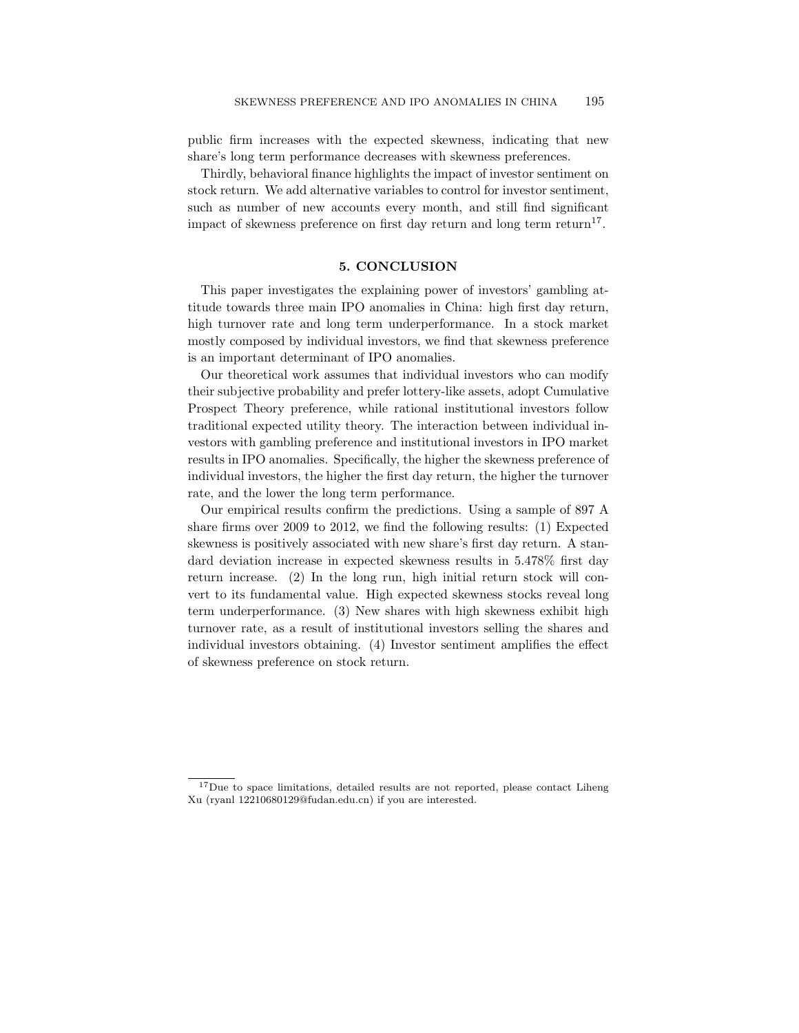public firm increases with the expected skewness, indicating that new share's long term performance decreases with skewness preferences.

Thirdly, behavioral finance highlights the impact of investor sentiment on stock return. We add alternative variables to control for investor sentiment, such as number of new accounts every month, and still find significant impact of skewness preference on first day return and long term return[17].

## 5. CONCLUSION

This paper investigates the explaining power of investors' gambling attitude towards three main IPO anomalies in China: high first day return, high turnover rate and long term underperformance. In a stock market mostly composed by individual investors, we find that skewness preference is an important determinant of IPO anomalies.

Our theoretical work assumes that individual investors who can modify their subjective probability and prefer lottery-like assets, adopt Cumulative Prospect Theory preference, while rational institutional investors follow traditional expected utility theory. The interaction between individual investors with gambling preference and institutional investors in IPO market results in IPO anomalies. Specifically, the higher the skewness preference of individual investors, the higher the first day return, the higher the turnover rate, and the lower the long term performance.

Our empirical results confirm the predictions. Using a sample of 897 A share firms over 2009 to 2012, we find the following results: (1) Expected skewness is positively associated with new share's first day return. A standard deviation increase in expected skewness results in 5.478% first day return increase. (2) In the long run, high initial return stock will convert to its fundamental value. High expected skewness stocks reveal long term underperformance. (3) New shares with high skewness exhibit high turnover rate, as a result of institutional investors selling the shares and individual investors obtaining. (4) Investor sentiment amplifies the effect of skewness preference on stock return.

[17] Due to space limitations, detailed results are not reported, please contact Liheng Xu (ryanl 12210680129@fudan.edu.cn) if you are interested.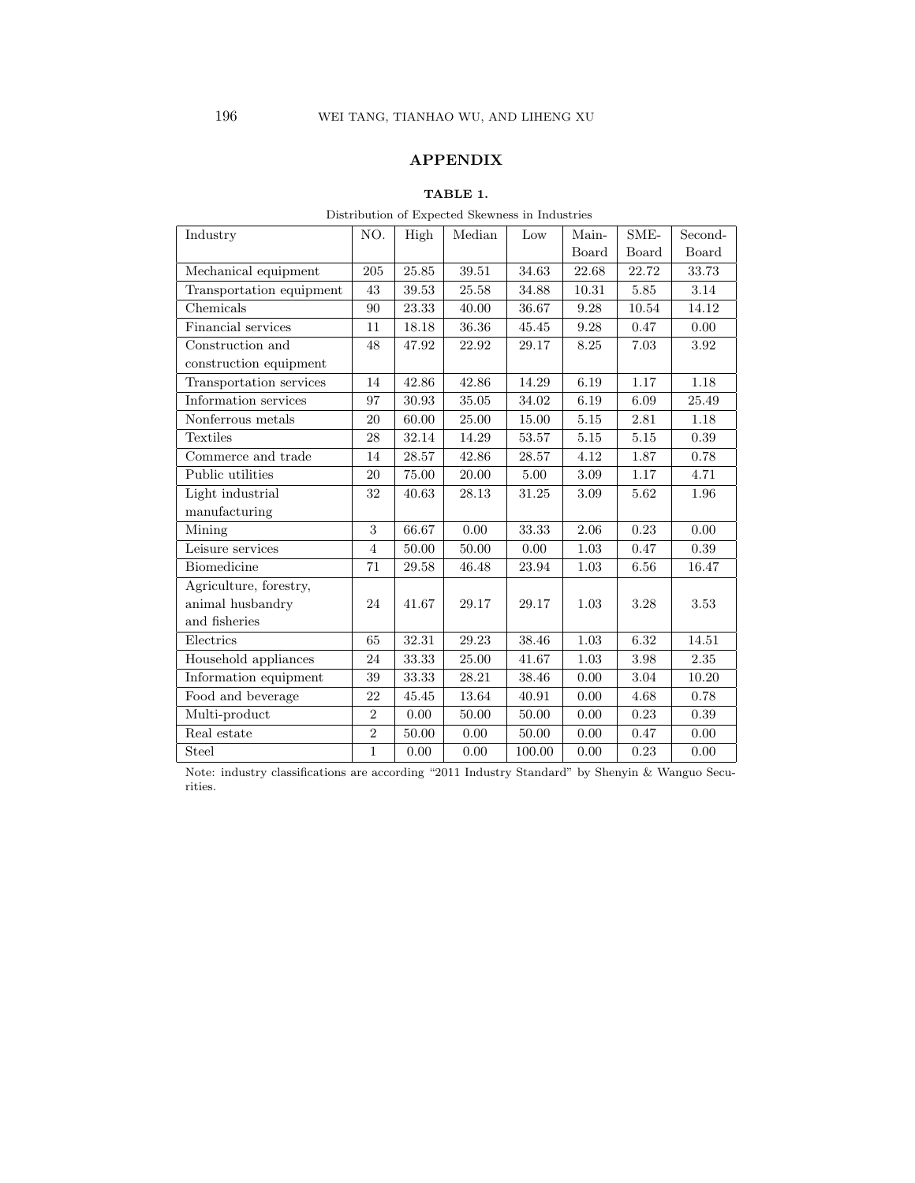## APPENDIX

**TABLE 1.**

Distribution of Expected Skewness in Industries

| Industry | NO. | High | Median | Low | Main-Board | SME-Board | Second-Board |
|---|---|---|---|---|---|---|---|
| Mechanical equipment | 205 | 25.85 | 39.51 | 34.63 | 22.68 | 22.72 | 33.73 |
| Transportation equipment | 43 | 39.53 | 25.58 | 34.88 | 10.31 | 5.85 | 3.14 |
| Chemicals | 90 | 23.33 | 40.00 | 36.67 | 9.28 | 10.54 | 14.12 |
| Financial services | 11 | 18.18 | 36.36 | 45.45 | 9.28 | 0.47 | 0.00 |
| Construction and construction equipment | 48 | 47.92 | 22.92 | 29.17 | 8.25 | 7.03 | 3.92 |
| Transportation services | 14 | 42.86 | 42.86 | 14.29 | 6.19 | 1.17 | 1.18 |
| Information services | 97 | 30.93 | 35.05 | 34.02 | 6.19 | 6.09 | 25.49 |
| Nonferrous metals | 20 | 60.00 | 25.00 | 15.00 | 5.15 | 2.81 | 1.18 |
| Textiles | 28 | 32.14 | 14.29 | 53.57 | 5.15 | 5.15 | 0.39 |
| Commerce and trade | 14 | 28.57 | 42.86 | 28.57 | 4.12 | 1.87 | 0.78 |
| Public utilities | 20 | 75.00 | 20.00 | 5.00 | 3.09 | 1.17 | 4.71 |
| Light industrial manufacturing | 32 | 40.63 | 28.13 | 31.25 | 3.09 | 5.62 | 1.96 |
| Mining | 3 | 66.67 | 0.00 | 33.33 | 2.06 | 0.23 | 0.00 |
| Leisure services | 4 | 50.00 | 50.00 | 0.00 | 1.03 | 0.47 | 0.39 |
| Biomedicine | 71 | 29.58 | 46.48 | 23.94 | 1.03 | 6.56 | 16.47 |
| Agriculture, forestry, animal husbandry and fisheries | 24 | 41.67 | 29.17 | 29.17 | 1.03 | 3.28 | 3.53 |
| Electrics | 65 | 32.31 | 29.23 | 38.46 | 1.03 | 6.32 | 14.51 |
| Household appliances | 24 | 33.33 | 25.00 | 41.67 | 1.03 | 3.98 | 2.35 |
| Information equipment | 39 | 33.33 | 28.21 | 38.46 | 0.00 | 3.04 | 10.20 |
| Food and beverage | 22 | 45.45 | 13.64 | 40.91 | 0.00 | 4.68 | 0.78 |
| Multi-product | 2 | 0.00 | 50.00 | 50.00 | 0.00 | 0.23 | 0.39 |
| Real estate | 2 | 50.00 | 0.00 | 50.00 | 0.00 | 0.47 | 0.00 |
| Steel | 1 | 0.00 | 0.00 | 100.00 | 0.00 | 0.23 | 0.00 |

Note: industry classifications are according "2011 Industry Standard" by Shenyin & Wanguo Securities.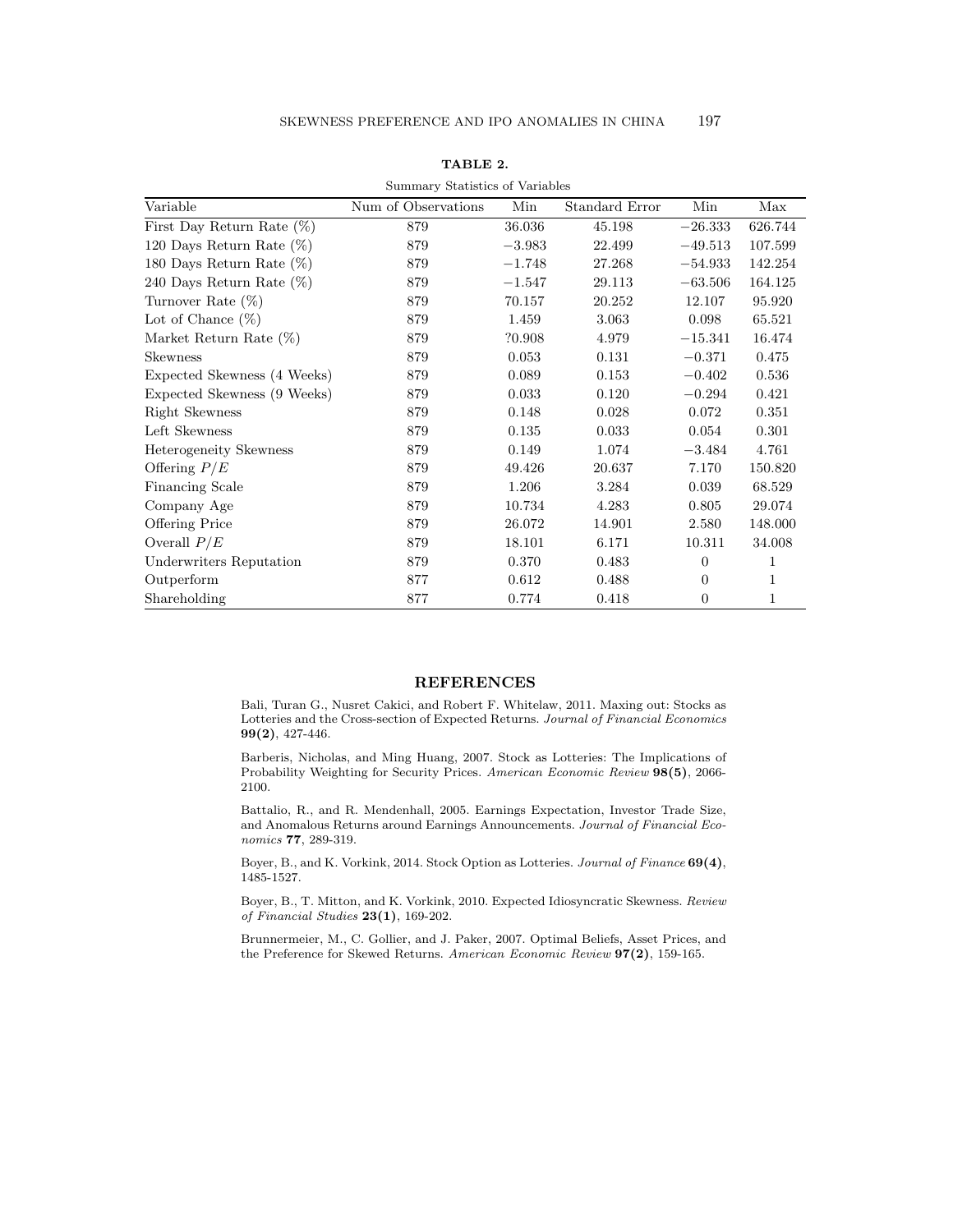**TABLE 2.**

Summary Statistics of Variables

| Variable | Num of Observations | Min | Standard Error | Min | Max |
|---|---|---|---|---|---|
| First Day Return Rate (%) | 879 | 36.036 | 45.198 | −26.333 | 626.744 |
| 120 Days Return Rate (%) | 879 | −3.983 | 22.499 | −49.513 | 107.599 |
| 180 Days Return Rate (%) | 879 | −1.748 | 27.268 | −54.933 | 142.254 |
| 240 Days Return Rate (%) | 879 | −1.547 | 29.113 | −63.506 | 164.125 |
| Turnover Rate (%) | 879 | 70.157 | 20.252 | 12.107 | 95.920 |
| Lot of Chance (%) | 879 | 1.459 | 3.063 | 0.098 | 65.521 |
| Market Return Rate (%) | 879 | ?0.908 | 4.979 | −15.341 | 16.474 |
| Skewness | 879 | 0.053 | 0.131 | −0.371 | 0.475 |
| Expected Skewness (4 Weeks) | 879 | 0.089 | 0.153 | −0.402 | 0.536 |
| Expected Skewness (9 Weeks) | 879 | 0.033 | 0.120 | −0.294 | 0.421 |
| Right Skewness | 879 | 0.148 | 0.028 | 0.072 | 0.351 |
| Left Skewness | 879 | 0.135 | 0.033 | 0.054 | 0.301 |
| Heterogeneity Skewness | 879 | 0.149 | 1.074 | −3.484 | 4.761 |
| Offering $P/E$ | 879 | 49.426 | 20.637 | 7.170 | 150.820 |
| Financing Scale | 879 | 1.206 | 3.284 | 0.039 | 68.529 |
| Company Age | 879 | 10.734 | 4.283 | 0.805 | 29.074 |
| Offering Price | 879 | 26.072 | 14.901 | 2.580 | 148.000 |
| Overall $P/E$ | 879 | 18.101 | 6.171 | 10.311 | 34.008 |
| Underwriters Reputation | 879 | 0.370 | 0.483 | 0 | 1 |
| Outperform | 877 | 0.612 | 0.488 | 0 | 1 |
| Shareholding | 877 | 0.774 | 0.418 | 0 | 1 |

## REFERENCES

Bali, Turan G., Nusret Cakici, and Robert F. Whitelaw, 2011. Maxing out: Stocks as Lotteries and the Cross-section of Expected Returns. *Journal of Financial Economics* **99(2)**, 427-446.

Barberis, Nicholas, and Ming Huang, 2007. Stock as Lotteries: The Implications of Probability Weighting for Security Prices. *American Economic Review* **98(5)**, 2066-2100.

Battalio, R., and R. Mendenhall, 2005. Earnings Expectation, Investor Trade Size, and Anomalous Returns around Earnings Announcements. *Journal of Financial Economics* **77**, 289-319.

Boyer, B., and K. Vorkink, 2014. Stock Option as Lotteries. *Journal of Finance* **69(4)**, 1485-1527.

Boyer, B., T. Mitton, and K. Vorkink, 2010. Expected Idiosyncratic Skewness. *Review of Financial Studies* **23(1)**, 169-202.

Brunnermeier, M., C. Gollier, and J. Paker, 2007. Optimal Beliefs, Asset Prices, and the Preference for Skewed Returns. *American Economic Review* **97(2)**, 159-165.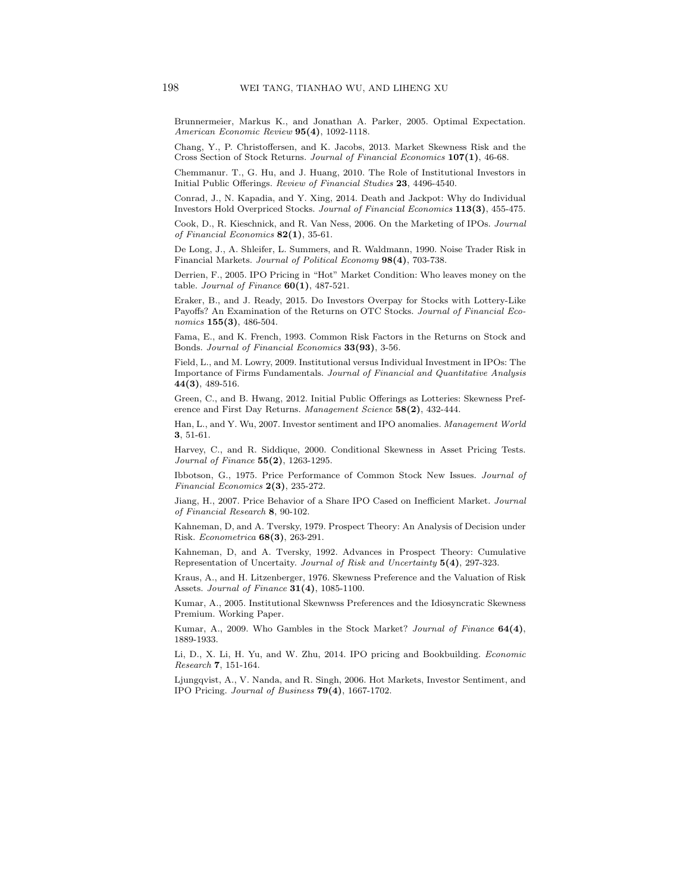Brunnermeier, Markus K., and Jonathan A. Parker, 2005. Optimal Expectation. *American Economic Review* **95(4)**, 1092-1118.

Chang, Y., P. Christoffersen, and K. Jacobs, 2013. Market Skewness Risk and the Cross Section of Stock Returns. *Journal of Financial Economics* **107(1)**, 46-68.

Chemmanur. T., G. Hu, and J. Huang, 2010. The Role of Institutional Investors in Initial Public Offerings. *Review of Financial Studies* **23**, 4496-4540.

Conrad, J., N. Kapadia, and Y. Xing, 2014. Death and Jackpot: Why do Individual Investors Hold Overpriced Stocks. *Journal of Financial Economics* **113(3)**, 455-475.

Cook, D., R. Kieschnick, and R. Van Ness, 2006. On the Marketing of IPOs. *Journal of Financial Economics* **82(1)**, 35-61.

De Long, J., A. Shleifer, L. Summers, and R. Waldmann, 1990. Noise Trader Risk in Financial Markets. *Journal of Political Economy* **98(4)**, 703-738.

Derrien, F., 2005. IPO Pricing in "Hot" Market Condition: Who leaves money on the table. *Journal of Finance* **60(1)**, 487-521.

Eraker, B., and J. Ready, 2015. Do Investors Overpay for Stocks with Lottery-Like Payoffs? An Examination of the Returns on OTC Stocks. *Journal of Financial Economics* **155(3)**, 486-504.

Fama, E., and K. French, 1993. Common Risk Factors in the Returns on Stock and Bonds. *Journal of Financial Economics* **33(93)**, 3-56.

Field, L., and M. Lowry, 2009. Institutional versus Individual Investment in IPOs: The Importance of Firms Fundamentals. *Journal of Financial and Quantitative Analysis* **44(3)**, 489-516.

Green, C., and B. Hwang, 2012. Initial Public Offerings as Lotteries: Skewness Preference and First Day Returns. *Management Science* **58(2)**, 432-444.

Han, L., and Y. Wu, 2007. Investor sentiment and IPO anomalies. *Management World* **3**, 51-61.

Harvey, C., and R. Siddique, 2000. Conditional Skewness in Asset Pricing Tests. *Journal of Finance* **55(2)**, 1263-1295.

Ibbotson, G., 1975. Price Performance of Common Stock New Issues. *Journal of Financial Economics* **2(3)**, 235-272.

Jiang, H., 2007. Price Behavior of a Share IPO Cased on Inefficient Market. *Journal of Financial Research* **8**, 90-102.

Kahneman, D, and A. Tversky, 1979. Prospect Theory: An Analysis of Decision under Risk. *Econometrica* **68(3)**, 263-291.

Kahneman, D, and A. Tversky, 1992. Advances in Prospect Theory: Cumulative Representation of Uncertaity. *Journal of Risk and Uncertainty* **5(4)**, 297-323.

Kraus, A., and H. Litzenberger, 1976. Skewness Preference and the Valuation of Risk Assets. *Journal of Finance* **31(4)**, 1085-1100.

Kumar, A., 2005. Institutional Skewnwss Preferences and the Idiosyncratic Skewness Premium. Working Paper.

Kumar, A., 2009. Who Gambles in the Stock Market? *Journal of Finance* **64(4)**, 1889-1933.

Li, D., X. Li, H. Yu, and W. Zhu, 2014. IPO pricing and Bookbuilding. *Economic Research* **7**, 151-164.

Ljungqvist, A., V. Nanda, and R. Singh, 2006. Hot Markets, Investor Sentiment, and IPO Pricing. *Journal of Business* **79(4)**, 1667-1702.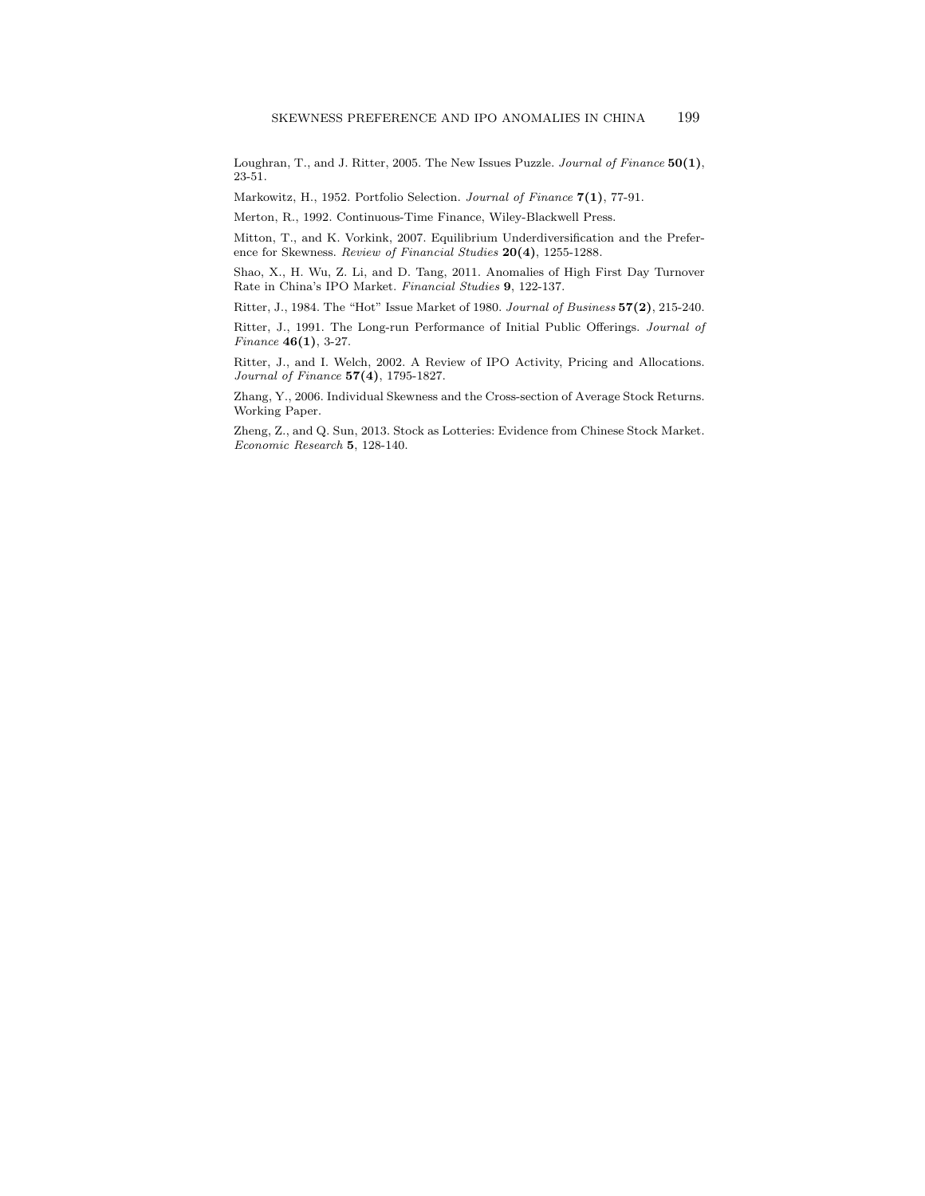Loughran, T., and J. Ritter, 2005. The New Issues Puzzle. *Journal of Finance* **50(1)**, 23-51.

Markowitz, H., 1952. Portfolio Selection. *Journal of Finance* **7(1)**, 77-91.

Merton, R., 1992. Continuous-Time Finance, Wiley-Blackwell Press.

Mitton, T., and K. Vorkink, 2007. Equilibrium Underdiversification and the Preference for Skewness. *Review of Financial Studies* **20(4)**, 1255-1288.

Shao, X., H. Wu, Z. Li, and D. Tang, 2011. Anomalies of High First Day Turnover Rate in China's IPO Market. *Financial Studies* **9**, 122-137.

Ritter, J., 1984. The "Hot" Issue Market of 1980. *Journal of Business* **57(2)**, 215-240.

Ritter, J., 1991. The Long-run Performance of Initial Public Offerings. *Journal of Finance* **46(1)**, 3-27.

Ritter, J., and I. Welch, 2002. A Review of IPO Activity, Pricing and Allocations. *Journal of Finance* **57(4)**, 1795-1827.

Zhang, Y., 2006. Individual Skewness and the Cross-section of Average Stock Returns. Working Paper.

Zheng, Z., and Q. Sun, 2013. Stock as Lotteries: Evidence from Chinese Stock Market. *Economic Research* **5**, 128-140.